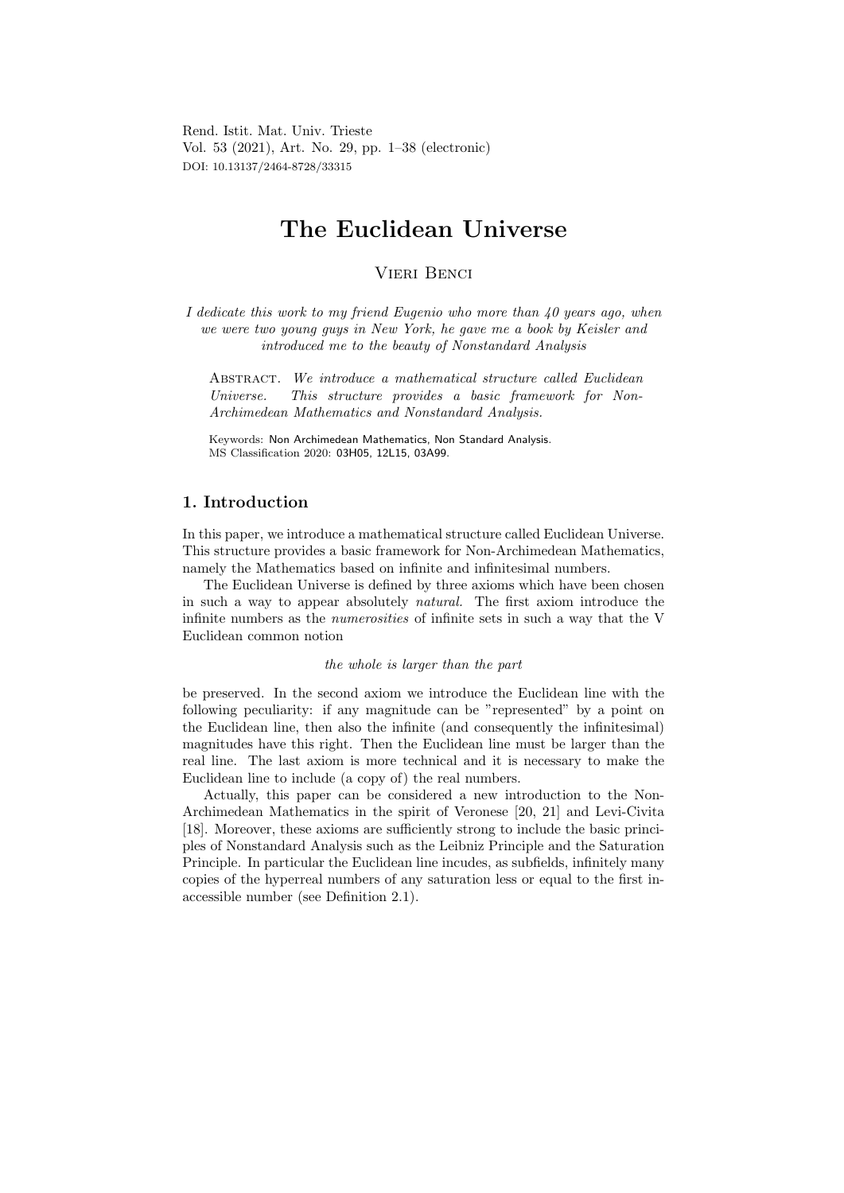# The Euclidean Universe

Vieri Benci

*I dedicate this work to my friend Eugenio who more than 40 years ago, when we were two young guys in New York, he gave me a book by Keisler and introduced me to the beauty of Nonstandard Analysis*

Abstract. *We introduce a mathematical structure called Euclidean Universe. This structure provides a basic framework for Non-Archimedean Mathematics and Nonstandard Analysis.*

Keywords: Non Archimedean Mathematics, Non Standard Analysis.
MS Classification 2020: 03H05, 12L15, 03A99.

## 1. Introduction

In this paper, we introduce a mathematical structure called Euclidean Universe. This structure provides a basic framework for Non-Archimedean Mathematics, namely the Mathematics based on infinite and infinitesimal numbers.

The Euclidean Universe is defined by three axioms which have been chosen in such a way to appear absolutely *natural*. The first axiom introduce the infinite numbers as the *numerosities* of infinite sets in such a way that the V Euclidean common notion

*the whole is larger than the part*

be preserved. In the second axiom we introduce the Euclidean line with the following peculiarity: if any magnitude can be "represented" by a point on the Euclidean line, then also the infinite (and consequently the infinitesimal) magnitudes have this right. Then the Euclidean line must be larger than the real line. The last axiom is more technical and it is necessary to make the Euclidean line to include (a copy of) the real numbers.

Actually, this paper can be considered a new introduction to the Non-Archimedean Mathematics in the spirit of Veronese [20, 21] and Levi-Civita [18]. Moreover, these axioms are sufficiently strong to include the basic principles of Nonstandard Analysis such as the Leibniz Principle and the Saturation Principle. In particular the Euclidean line incudes, as subfields, infinitely many copies of the hyperreal numbers of any saturation less or equal to the first inaccessible number (see Definition 2.1).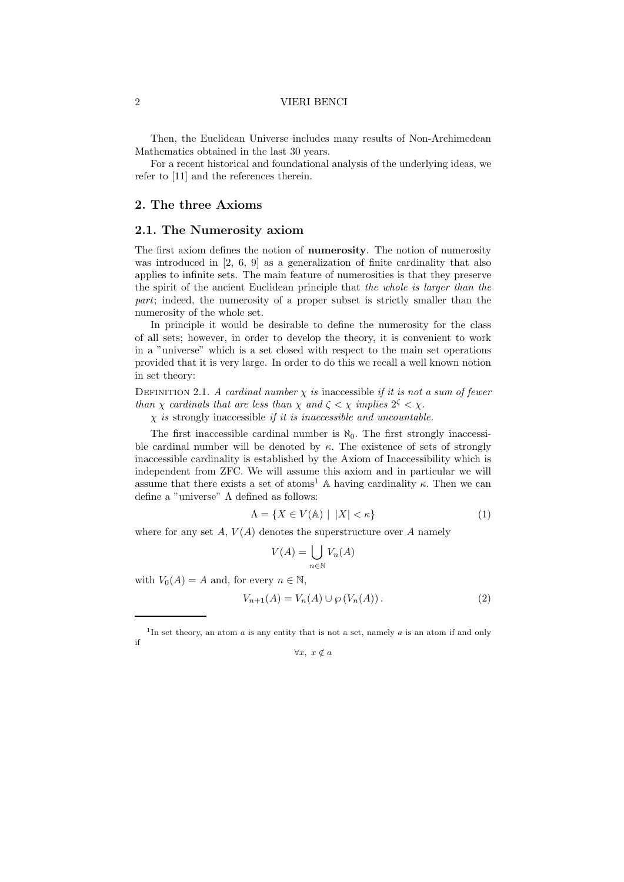Then, the Euclidean Universe includes many results of Non-Archimedean Mathematics obtained in the last 30 years.

For a recent historical and foundational analysis of the underlying ideas, we refer to [11] and the references therein.

## 2. The three Axioms

### 2.1. The Numerosity axiom

The first axiom defines the notion of **numerosity**. The notion of numerosity was introduced in [2, 6, 9] as a generalization of finite cardinality that also applies to infinite sets. The main feature of numerosities is that they preserve the spirit of the ancient Euclidean principle that *the whole is larger than the part*; indeed, the numerosity of a proper subset is strictly smaller than the numerosity of the whole set.

In principle it would be desirable to define the numerosity for the class of all sets; however, in order to develop the theory, it is convenient to work in a "universe" which is a set closed with respect to the main set operations provided that it is very large. In order to do this we recall a well known notion in set theory:

Definition 2.1. *A cardinal number $\chi$ is* inaccessible *if it is not a sum of fewer than $\chi$ cardinals that are less than $\chi$ and $\zeta < \chi$ implies $2^{\zeta} < \chi$.*

*$\chi$ is* strongly inaccessible *if it is inaccessible and uncountable.*

The first inaccessible cardinal number is $\aleph_0$. The first strongly inaccessible cardinal number will be denoted by $\kappa$. The existence of sets of strongly inaccessible cardinality is established by the Axiom of Inaccessibility which is independent from ZFC. We will assume this axiom and in particular we will assume that there exists a set of atoms[1] $\mathbb{A}$ having cardinality $\kappa$. Then we can define a "universe" $\Lambda$ defined as follows:

$$\Lambda = \{X \in V(\mathbb{A}) \mid |X| < \kappa\} \tag{1}$$

where for any set $A$, $V(A)$ denotes the superstructure over $A$ namely

$$V(A) = \bigcup_{n \in \mathbb{N}} V_n(A)$$

with $V_0(A) = A$ and, for every $n \in \mathbb{N}$,

$$V_{n+1}(A) = V_n(A) \cup \wp(V_n(A)). \tag{2}$$

---

[1] In set theory, an atom $a$ is any entity that is not a set, namely $a$ is an atom if and only if

$$\forall x, \ x \notin a$$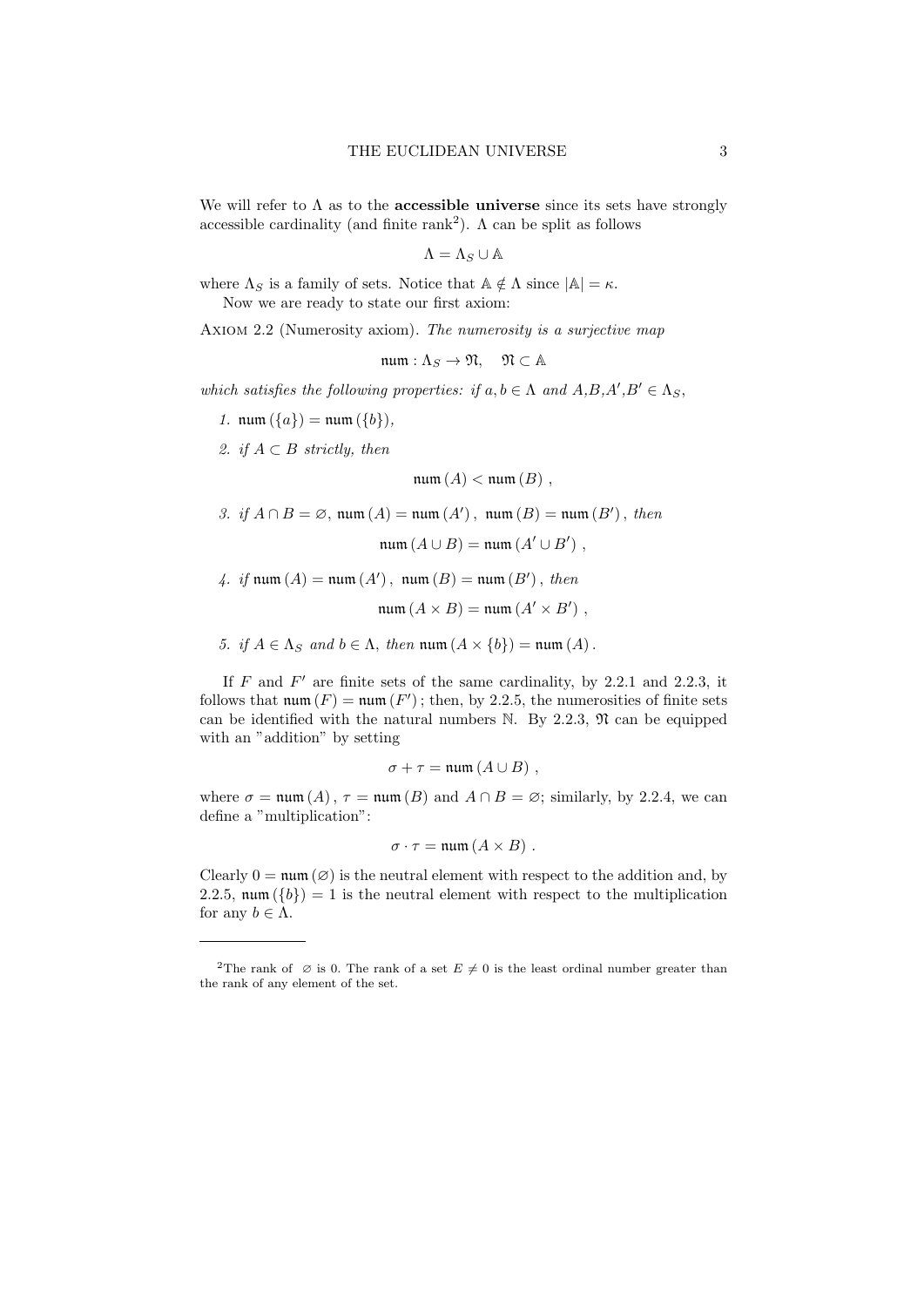We will refer to $\Lambda$ as to the **accessible universe** since its sets have strongly accessible cardinality (and finite rank[2]). $\Lambda$ can be split as follows

$$\Lambda = \Lambda_S \cup \mathbb{A}$$

where $\Lambda_S$ is a family of sets. Notice that $\mathbb{A} \notin \Lambda$ since $|\mathbb{A}| = \kappa$.

Now we are ready to state our first axiom:

Axiom 2.2 (Numerosity axiom). *The numerosity is a surjective map*

$$\mathfrak{num} : \Lambda_S \to \mathfrak{N}, \quad \mathfrak{N} \subset \mathbb{A}$$

*which satisfies the following properties: if $a, b \in \Lambda$ and $A$,$B$,$A'$,$B' \in \Lambda_S$,*

1. $\mathfrak{num}(\{a\}) = \mathfrak{num}(\{b\})$,
2. *if $A \subset B$ strictly, then*
$$\mathfrak{num}(A) < \mathfrak{num}(B) \ ,$$
3. *if $A \cap B = \varnothing$, $\mathfrak{num}(A) = \mathfrak{num}(A')$, $\mathfrak{num}(B) = \mathfrak{num}(B')$, then*
$$\mathfrak{num}(A \cup B) = \mathfrak{num}(A' \cup B') \ ,$$
4. *if $\mathfrak{num}(A) = \mathfrak{num}(A')$, $\mathfrak{num}(B) = \mathfrak{num}(B')$, then*
$$\mathfrak{num}(A \times B) = \mathfrak{num}(A' \times B') \ ,$$
5. *if $A \in \Lambda_S$ and $b \in \Lambda$, then $\mathfrak{num}(A \times \{b\}) = \mathfrak{num}(A)$.*

If $F$ and $F'$ are finite sets of the same cardinality, by 2.2.1 and 2.2.3, it follows that $\mathfrak{num}(F) = \mathfrak{num}(F')$; then, by 2.2.5, the numerosities of finite sets can be identified with the natural numbers $\mathbb{N}$. By 2.2.3, $\mathfrak{N}$ can be equipped with an "addition" by setting

$$\sigma + \tau = \mathfrak{num}(A \cup B) \ ,$$

where $\sigma = \mathfrak{num}(A)$, $\tau = \mathfrak{num}(B)$ and $A \cap B = \varnothing$; similarly, by 2.2.4, we can define a "multiplication":

$$\sigma \cdot \tau = \mathfrak{num}(A \times B) \ .$$

Clearly $0 = \mathfrak{num}(\varnothing)$ is the neutral element with respect to the addition and, by 2.2.5, $\mathfrak{num}(\{b\}) = 1$ is the neutral element with respect to the multiplication for any $b \in \Lambda$.

---

[2] The rank of $\varnothing$ is 0. The rank of a set $E \neq 0$ is the least ordinal number greater than the rank of any element of the set.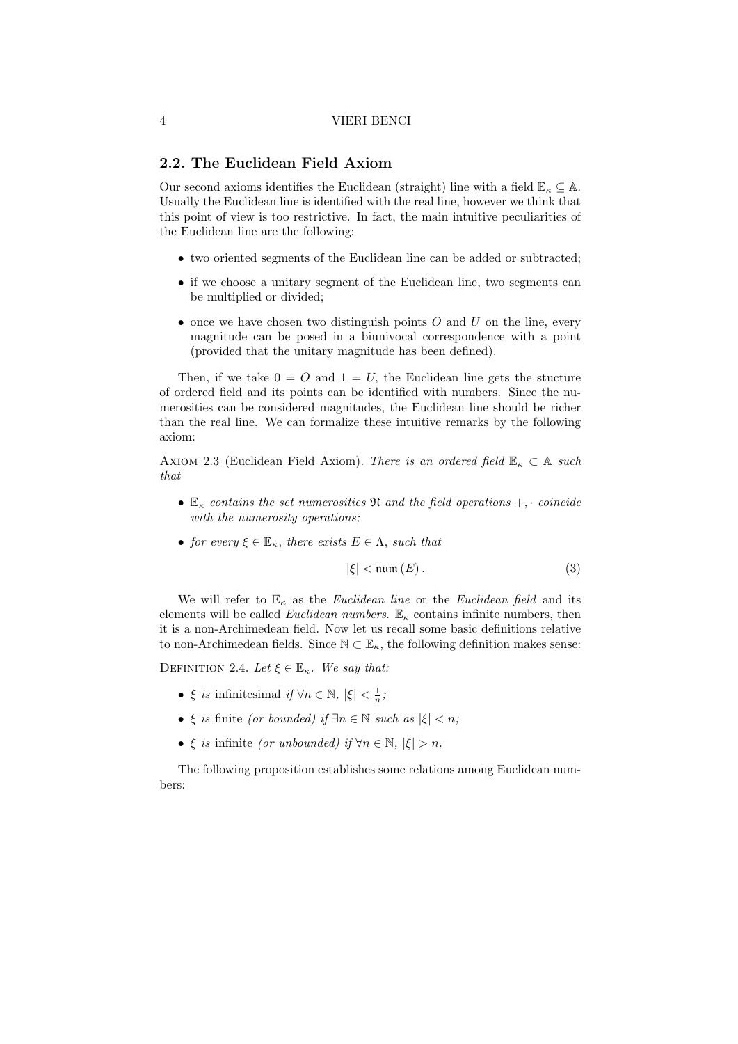## 2.2. The Euclidean Field Axiom

Our second axioms identifies the Euclidean (straight) line with a field $\mathbb{E}_\kappa \subseteq \mathbb{A}$. Usually the Euclidean line is identified with the real line, however we think that this point of view is too restrictive. In fact, the main intuitive peculiarities of the Euclidean line are the following:

- two oriented segments of the Euclidean line can be added or subtracted;
- if we choose a unitary segment of the Euclidean line, two segments can be multiplied or divided;
- once we have chosen two distinguish points $O$ and $U$ on the line, every magnitude can be posed in a biunivocal correspondence with a point (provided that the unitary magnitude has been defined).

Then, if we take $0 = O$ and $1 = U$, the Euclidean line gets the stucture of ordered field and its points can be identified with numbers. Since the numerosities can be considered magnitudes, the Euclidean line should be richer than the real line. We can formalize these intuitive remarks by the following axiom:

Axiom 2.3 (Euclidean Field Axiom). *There is an ordered field $\mathbb{E}_\kappa \subset \mathbb{A}$ such that*

- *$\mathbb{E}_\kappa$ contains the set numerosities $\mathfrak{N}$ and the field operations $+, \cdot$ coincide with the numerosity operations;*
- *for every $\xi \in \mathbb{E}_\kappa$, there exists $E \in \Lambda$, such that*

$$|\xi| < \mathfrak{num}(E). \tag{3}$$

We will refer to $\mathbb{E}_\kappa$ as the *Euclidean line* or the *Euclidean field* and its elements will be called *Euclidean numbers*. $\mathbb{E}_\kappa$ contains infinite numbers, then it is a non-Archimedean field. Now let us recall some basic definitions relative to non-Archimedean fields. Since $\mathbb{N} \subset \mathbb{E}_\kappa$, the following definition makes sense:

Definition 2.4. *Let $\xi \in \mathbb{E}_\kappa$. We say that:*

- *$\xi$ is* infinitesimal *if $\forall n \in \mathbb{N}$, $|\xi| < \frac{1}{n}$;*
- *$\xi$ is* finite *(or bounded) if $\exists n \in \mathbb{N}$ such as $|\xi| < n$;*
- *$\xi$ is* infinite *(or unbounded) if $\forall n \in \mathbb{N}$, $|\xi| > n$.*

The following proposition establishes some relations among Euclidean numbers: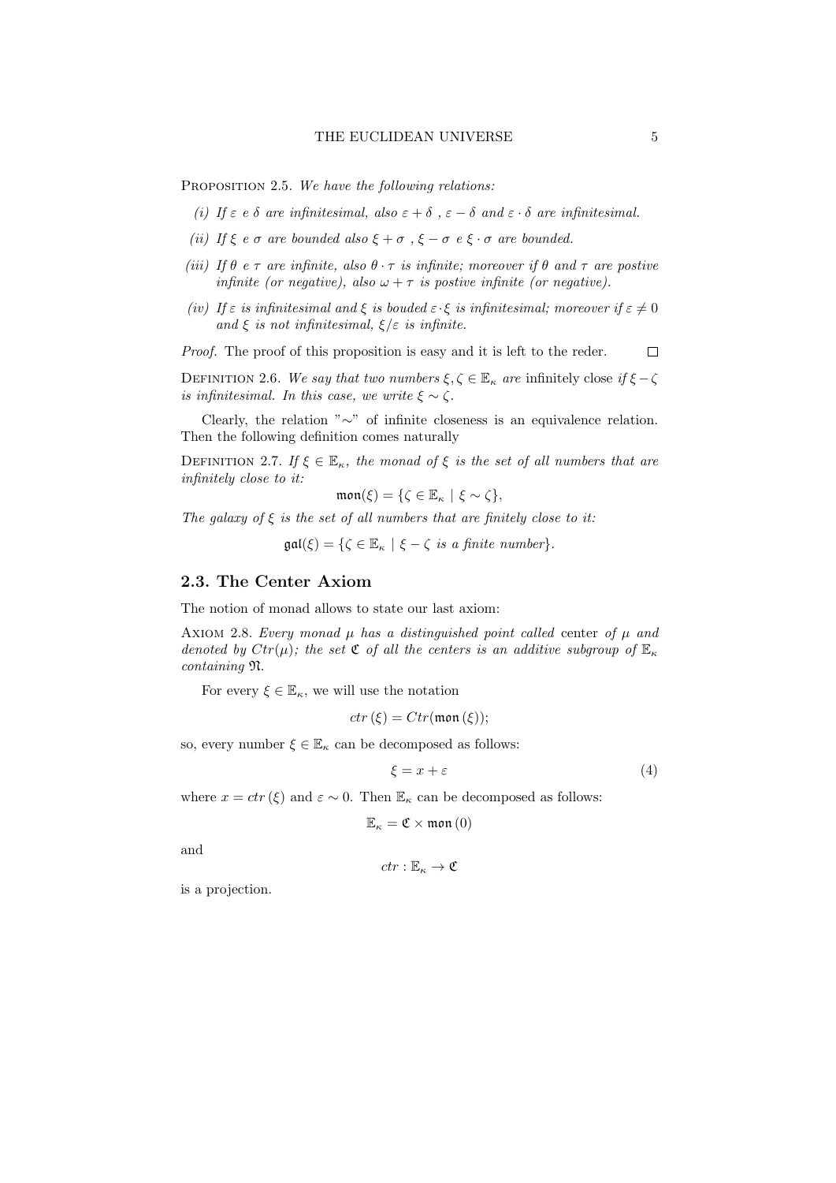Proposition 2.5. *We have the following relations:*

*(i) If $\varepsilon$ e $\delta$ are infinitesimal, also $\varepsilon + \delta$ , $\varepsilon - \delta$ and $\varepsilon \cdot \delta$ are infinitesimal.*

*(ii) If $\xi$ e $\sigma$ are bounded also $\xi + \sigma$ , $\xi - \sigma$ e $\xi \cdot \sigma$ are bounded.*

*(iii) If $\theta$ e $\tau$ are infinite, also $\theta \cdot \tau$ is infinite; moreover if $\theta$ and $\tau$ are postive infinite (or negative), also $\omega + \tau$ is postive infinite (or negative).*

*(iv) If $\varepsilon$ is infinitesimal and $\xi$ is bouded $\varepsilon \cdot \xi$ is infinitesimal; moreover if $\varepsilon \neq 0$ and $\xi$ is not infinitesimal, $\xi/\varepsilon$ is infinite.*

*Proof.* The proof of this proposition is easy and it is left to the reder. □

Definition 2.6. *We say that two numbers $\xi, \zeta \in \mathbb{E}_\kappa$ are* infinitely close *if $\xi - \zeta$ is infinitesimal. In this case, we write $\xi \sim \zeta$.*

Clearly, the relation "$\sim$" of infinite closeness is an equivalence relation. Then the following definition comes naturally

Definition 2.7. *If $\xi \in \mathbb{E}_\kappa$, the monad of $\xi$ is the set of all numbers that are infinitely close to it:*

$$\mathfrak{mon}(\xi) = \{\zeta \in \mathbb{E}_\kappa \mid \xi \sim \zeta\},$$

*The galaxy of $\xi$ is the set of all numbers that are finitely close to it:*

$$\mathfrak{gal}(\xi) = \{\zeta \in \mathbb{E}_\kappa \mid \xi - \zeta \text{ is a finite number}\}.$$

## 2.3. The Center Axiom

The notion of monad allows to state our last axiom:

Axiom 2.8. *Every monad $\mu$ has a distinguished point called* center *of $\mu$ and denoted by $Ctr(\mu)$; the set $\mathfrak{C}$ of all the centers is an additive subgroup of $\mathbb{E}_\kappa$ containing $\mathfrak{N}$.*

For every $\xi \in \mathbb{E}_\kappa$, we will use the notation

$$ctr(\xi) = Ctr(\mathfrak{mon}(\xi));$$

so, every number $\xi \in \mathbb{E}_\kappa$ can be decomposed as follows:

$$\xi = x + \varepsilon \tag{4}$$

where $x = ctr(\xi)$ and $\varepsilon \sim 0$. Then $\mathbb{E}_\kappa$ can be decomposed as follows:

$$\mathbb{E}_\kappa = \mathfrak{C} \times \mathfrak{mon}(0)$$

and

$$ctr : \mathbb{E}_\kappa \to \mathfrak{C}$$

is a projection.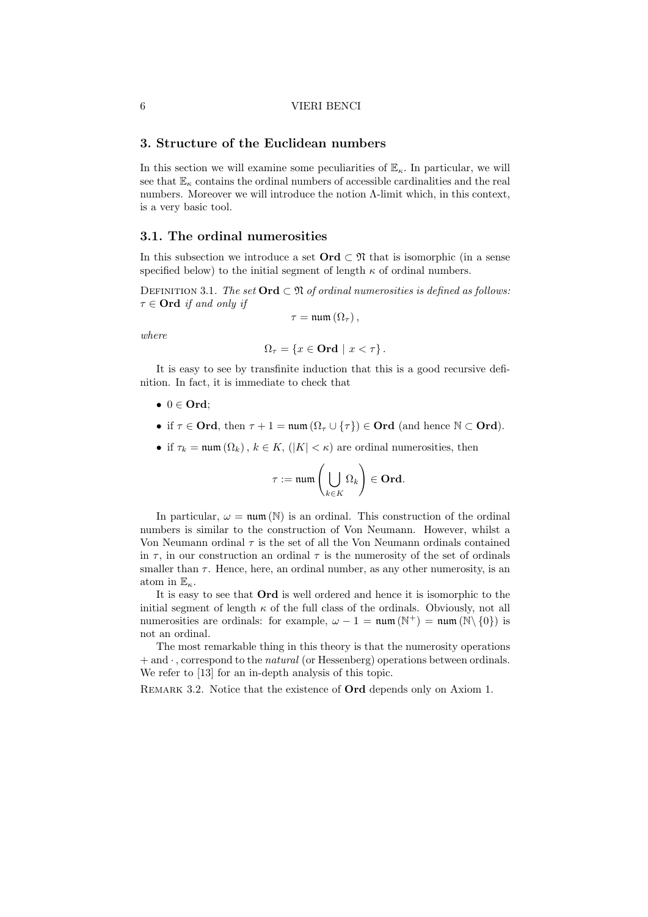## 3. Structure of the Euclidean numbers

In this section we will examine some peculiarities of $\mathbb{E}_\kappa$. In particular, we will see that $\mathbb{E}_\kappa$ contains the ordinal numbers of accessible cardinalities and the real numbers. Moreover we will introduce the notion $\Lambda$-limit which, in this context, is a very basic tool.

### 3.1. The ordinal numerosities

In this subsection we introduce a set $\mathbf{Ord} \subset \mathfrak{N}$ that is isomorphic (in a sense specified below) to the initial segment of length $\kappa$ of ordinal numbers.

Definition 3.1. *The set* $\mathbf{Ord} \subset \mathfrak{N}$ *of ordinal numerosities is defined as follows:* $\tau \in \mathbf{Ord}$ *if and only if*

$$\tau = \mathfrak{num}\left(\Omega_\tau\right),$$

*where*

$$\Omega_\tau = \{x \in \mathbf{Ord} \mid x < \tau\}.$$

It is easy to see by transfinite induction that this is a good recursive definition. In fact, it is immediate to check that

- $0 \in \mathbf{Ord}$;
- if $\tau \in \mathbf{Ord}$, then $\tau + 1 = \mathfrak{num}\left(\Omega_\tau \cup \{\tau\}\right) \in \mathbf{Ord}$ (and hence $\mathbb{N} \subset \mathbf{Ord}$).
- if $\tau_k = \mathfrak{num}\left(\Omega_k\right)$, $k \in K$, $(|K| < \kappa)$ are ordinal numerosities, then

$$\tau := \mathfrak{num}\left(\bigcup_{k \in K} \Omega_k\right) \in \mathbf{Ord}.$$

In particular, $\omega = \mathfrak{num}\left(\mathbb{N}\right)$ is an ordinal. This construction of the ordinal numbers is similar to the construction of Von Neumann. However, whilst a Von Neumann ordinal $\tau$ is the set of all the Von Neumann ordinals contained in $\tau$, in our construction an ordinal $\tau$ is the numerosity of the set of ordinals smaller than $\tau$. Hence, here, an ordinal number, as any other numerosity, is an atom in $\mathbb{E}_\kappa$.

It is easy to see that $\mathbf{Ord}$ is well ordered and hence it is isomorphic to the initial segment of length $\kappa$ of the full class of the ordinals. Obviously, not all numerosities are ordinals: for example, $\omega - 1 = \mathfrak{num}\left(\mathbb{N}^+\right) = \mathfrak{num}\left(\mathbb{N} \setminus \{0\}\right)$ is not an ordinal.

The most remarkable thing in this theory is that the numerosity operations $+$ and $\cdot$, correspond to the *natural* (or Hessenberg) operations between ordinals. We refer to [13] for an in-depth analysis of this topic.

Remark 3.2. Notice that the existence of $\mathbf{Ord}$ depends only on Axiom 1.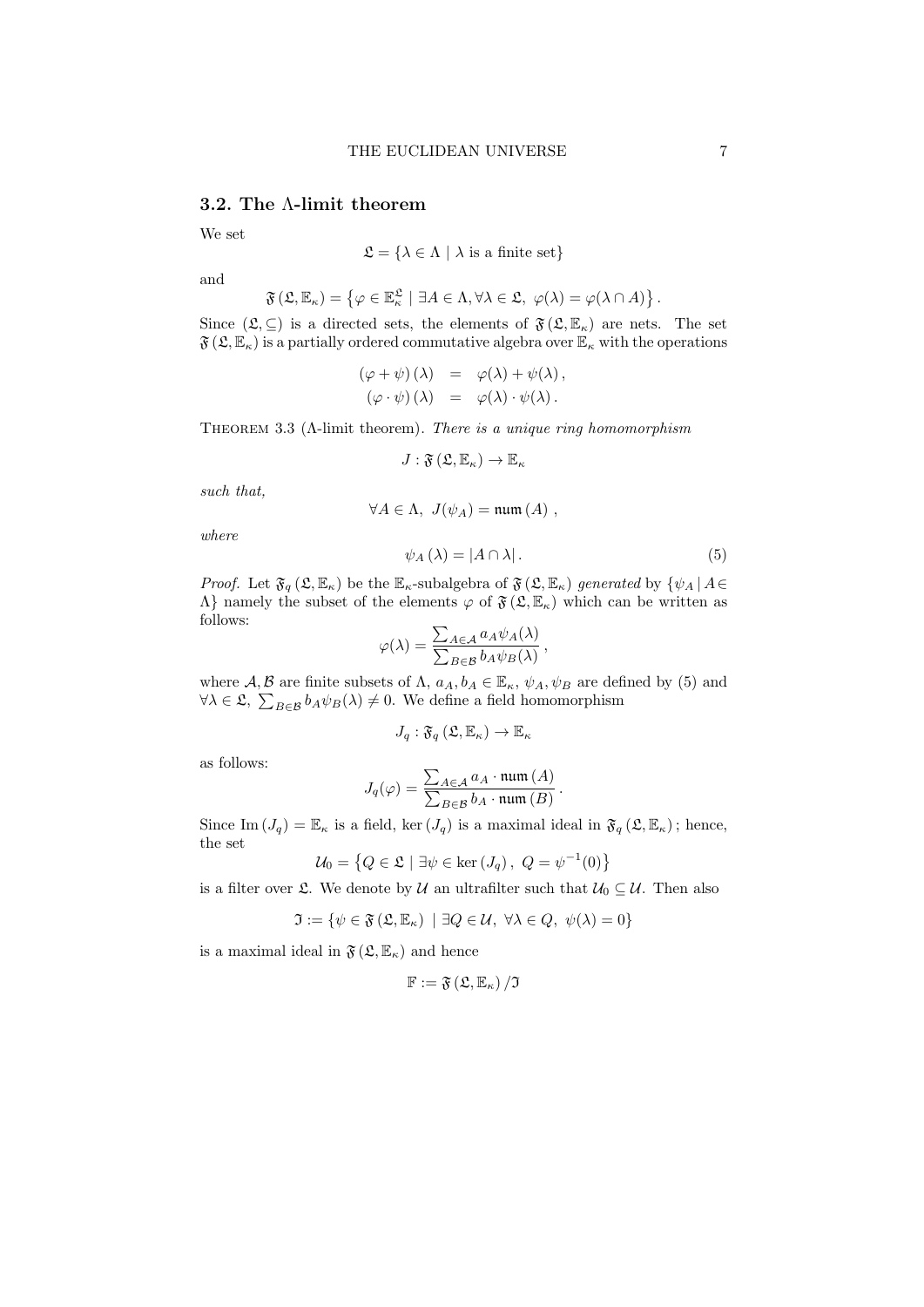### 3.2. The Λ-limit theorem

We set

$$\mathfrak{L} = \{\lambda \in \Lambda \mid \lambda \text{ is a finite set}\}$$

and

$$\mathfrak{F}(\mathfrak{L}, \mathbb{E}_\kappa) = \left\{\varphi \in \mathbb{E}_\kappa^{\mathfrak{L}} \mid \exists A \in \Lambda, \forall \lambda \in \mathfrak{L},\ \varphi(\lambda) = \varphi(\lambda \cap A)\right\}.$$

Since $(\mathfrak{L}, \subseteq)$ is a directed sets, the elements of $\mathfrak{F}(\mathfrak{L}, \mathbb{E}_\kappa)$ are nets. The set $\mathfrak{F}(\mathfrak{L}, \mathbb{E}_\kappa)$ is a partially ordered commutative algebra over $\mathbb{E}_\kappa$ with the operations

$$\begin{aligned}
(\varphi + \psi)(\lambda) &= \varphi(\lambda) + \psi(\lambda), \\
(\varphi \cdot \psi)(\lambda) &= \varphi(\lambda) \cdot \psi(\lambda).
\end{aligned}$$

Theorem 3.3 (Λ-limit theorem). *There is a unique ring homomorphism*

$$J : \mathfrak{F}(\mathfrak{L}, \mathbb{E}_\kappa) \to \mathbb{E}_\kappa$$

*such that,*

$$\forall A \in \Lambda,\ J(\psi_A) = \mathfrak{num}(A),$$

*where*

$$\psi_A(\lambda) = |A \cap \lambda|. \tag{5}$$

*Proof.* Let $\mathfrak{F}_q(\mathfrak{L}, \mathbb{E}_\kappa)$ be the $\mathbb{E}_\kappa$-subalgebra of $\mathfrak{F}(\mathfrak{L}, \mathbb{E}_\kappa)$ *generated* by $\{\psi_A \mid A \in \Lambda\}$ namely the subset of the elements $\varphi$ of $\mathfrak{F}(\mathfrak{L}, \mathbb{E}_\kappa)$ which can be written as follows:

$$\varphi(\lambda) = \frac{\sum_{A \in \mathcal{A}} a_A \psi_A(\lambda)}{\sum_{B \in \mathcal{B}} b_A \psi_B(\lambda)},$$

where $\mathcal{A}, \mathcal{B}$ are finite subsets of $\Lambda$, $a_A, b_A \in \mathbb{E}_\kappa$, $\psi_A, \psi_B$ are defined by (5) and $\forall \lambda \in \mathfrak{L},\ \sum_{B \in \mathcal{B}} b_A \psi_B(\lambda) \neq 0$. We define a field homomorphism

$$J_q : \mathfrak{F}_q(\mathfrak{L}, \mathbb{E}_\kappa) \to \mathbb{E}_\kappa$$

as follows:

$$J_q(\varphi) = \frac{\sum_{A \in \mathcal{A}} a_A \cdot \mathfrak{num}(A)}{\sum_{B \in \mathcal{B}} b_A \cdot \mathfrak{num}(B)}.$$

Since $\operatorname{Im}(J_q) = \mathbb{E}_\kappa$ is a field, $\ker(J_q)$ is a maximal ideal in $\mathfrak{F}_q(\mathfrak{L}, \mathbb{E}_\kappa)$; hence, the set

$$\mathcal{U}_0 = \left\{Q \in \mathfrak{L} \mid \exists \psi \in \ker(J_q),\ Q = \psi^{-1}(0)\right\}$$

is a filter over $\mathfrak{L}$. We denote by $\mathcal{U}$ an ultrafilter such that $\mathcal{U}_0 \subseteq \mathcal{U}$. Then also

$$\mathfrak{I} := \{\psi \in \mathfrak{F}(\mathfrak{L}, \mathbb{E}_\kappa) \mid \exists Q \in \mathcal{U},\ \forall \lambda \in Q,\ \psi(\lambda) = 0\}$$

is a maximal ideal in $\mathfrak{F}(\mathfrak{L}, \mathbb{E}_\kappa)$ and hence

$$\mathbb{F} := \mathfrak{F}(\mathfrak{L}, \mathbb{E}_\kappa) / \mathfrak{I}$$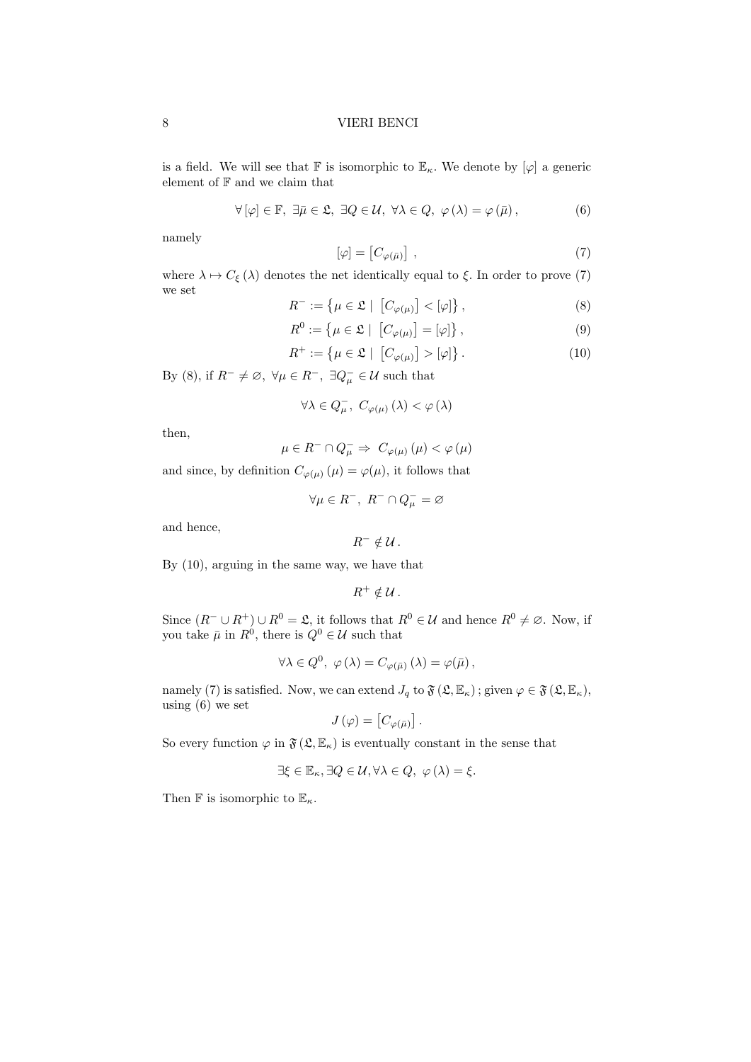is a field. We will see that $\mathbb{F}$ is isomorphic to $\mathbb{E}_\kappa$. We denote by $[\varphi]$ a generic element of $\mathbb{F}$ and we claim that

$$\forall [\varphi] \in \mathbb{F},\ \exists \bar{\mu} \in \mathfrak{L},\ \exists Q \in \mathcal{U},\ \forall \lambda \in Q,\ \varphi(\lambda) = \varphi(\bar{\mu}), \tag{6}$$

namely

$$[\varphi] = \left[C_{\varphi(\bar{\mu})}\right], \tag{7}$$

where $\lambda \mapsto C_\xi(\lambda)$ denotes the net identically equal to $\xi$. In order to prove (7) we set

$$R^- := \left\{\mu \in \mathfrak{L} \mid \left[C_{\varphi(\mu)}\right] < [\varphi]\right\}, \tag{8}$$

$$R^0 := \left\{\mu \in \mathfrak{L} \mid \left[C_{\varphi(\mu)}\right] = [\varphi]\right\}, \tag{9}$$

$$R^+ := \left\{\mu \in \mathfrak{L} \mid \left[C_{\varphi(\mu)}\right] > [\varphi]\right\}. \tag{10}$$

By (8), if $R^- \neq \varnothing$, $\forall \mu \in R^-$, $\exists Q_\mu^- \in \mathcal{U}$ such that

$$\forall \lambda \in Q_\mu^-,\ C_{\varphi(\mu)}(\lambda) < \varphi(\lambda)$$

then,

$$\mu \in R^- \cap Q_\mu^- \Rightarrow\ C_{\varphi(\mu)}(\mu) < \varphi(\mu)$$

and since, by definition $C_{\varphi(\mu)}(\mu) = \varphi(\mu)$, it follows that

$$\forall \mu \in R^-,\ R^- \cap Q_\mu^- = \varnothing$$

and hence,

$$R^- \notin \mathcal{U}.$$

By (10), arguing in the same way, we have that

$$R^+ \notin \mathcal{U}.$$

Since $(R^- \cup R^+) \cup R^0 = \mathfrak{L}$, it follows that $R^0 \in \mathcal{U}$ and hence $R^0 \neq \varnothing$. Now, if you take $\bar{\mu}$ in $R^0$, there is $Q^0 \in \mathcal{U}$ such that

$$\forall \lambda \in Q^0,\ \varphi(\lambda) = C_{\varphi(\bar{\mu})}(\lambda) = \varphi(\bar{\mu}),$$

namely (7) is satisfied. Now, we can extend $J_q$ to $\mathfrak{F}(\mathfrak{L}, \mathbb{E}_\kappa)$; given $\varphi \in \mathfrak{F}(\mathfrak{L}, \mathbb{E}_\kappa)$, using (6) we set

$$J(\varphi) = \left[C_{\varphi(\bar{\mu})}\right].$$

So every function $\varphi$ in $\mathfrak{F}(\mathfrak{L}, \mathbb{E}_\kappa)$ is eventually constant in the sense that

$$\exists \xi \in \mathbb{E}_\kappa, \exists Q \in \mathcal{U}, \forall \lambda \in Q,\ \varphi(\lambda) = \xi.$$

Then $\mathbb{F}$ is isomorphic to $\mathbb{E}_\kappa$.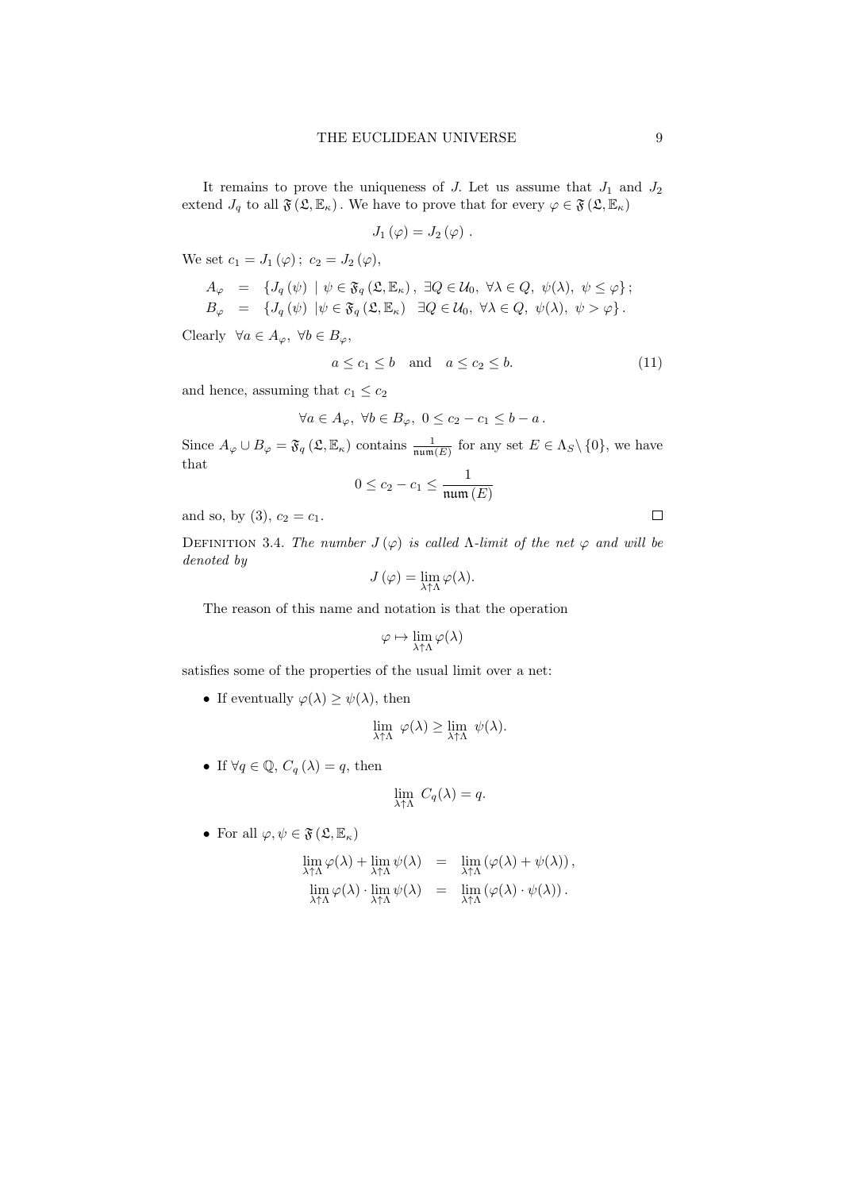It remains to prove the uniqueness of $J$. Let us assume that $J_1$ and $J_2$ extend $J_q$ to all $\mathfrak{F}(\mathfrak{L}, \mathbb{E}_\kappa)$. We have to prove that for every $\varphi \in \mathfrak{F}(\mathfrak{L}, \mathbb{E}_\kappa)$

$$J_1(\varphi) = J_2(\varphi).$$

We set $c_1 = J_1(\varphi)$; $c_2 = J_2(\varphi)$,

$$\begin{aligned}
A_\varphi &= \{J_q(\psi) \mid \psi \in \mathfrak{F}_q(\mathfrak{L}, \mathbb{E}_\kappa),\ \exists Q \in \mathcal{U}_0,\ \forall \lambda \in Q,\ \psi(\lambda),\ \psi \leq \varphi\};\\
B_\varphi &= \{J_q(\psi) \mid \psi \in \mathfrak{F}_q(\mathfrak{L}, \mathbb{E}_\kappa)\ \ \exists Q \in \mathcal{U}_0,\ \forall \lambda \in Q,\ \psi(\lambda),\ \psi > \varphi\}.
\end{aligned}$$

Clearly $\forall a \in A_\varphi,\ \forall b \in B_\varphi$,

$$a \leq c_1 \leq b \quad \text{and} \quad a \leq c_2 \leq b. \tag{11}$$

and hence, assuming that $c_1 \leq c_2$

$$\forall a \in A_\varphi,\ \forall b \in B_\varphi,\ 0 \leq c_2 - c_1 \leq b - a.$$

Since $A_\varphi \cup B_\varphi = \mathfrak{F}_q(\mathfrak{L}, \mathbb{E}_\kappa)$ contains $\frac{1}{\mathfrak{num}(E)}$ for any set $E \in \Lambda_S \setminus \{0\}$, we have that

$$0 \leq c_2 - c_1 \leq \frac{1}{\mathfrak{num}(E)}$$

and so, by (3), $c_2 = c_1$. ∎

Definition 3.4. *The number $J(\varphi)$ is called $\Lambda$-limit of the net $\varphi$ and will be denoted by*

$$J(\varphi) = \lim_{\lambda \uparrow \Lambda} \varphi(\lambda).$$

The reason of this name and notation is that the operation

$$\varphi \mapsto \lim_{\lambda \uparrow \Lambda} \varphi(\lambda)$$

satisfies some of the properties of the usual limit over a net:

- If eventually $\varphi(\lambda) \geq \psi(\lambda)$, then

$$\lim_{\lambda \uparrow \Lambda}\ \varphi(\lambda) \geq \lim_{\lambda \uparrow \Lambda}\ \psi(\lambda).$$

- If $\forall q \in \mathbb{Q}$, $C_q(\lambda) = q$, then

$$\lim_{\lambda \uparrow \Lambda}\ C_q(\lambda) = q.$$

- For all $\varphi, \psi \in \mathfrak{F}(\mathfrak{L}, \mathbb{E}_\kappa)$

$$\begin{aligned}
\lim_{\lambda \uparrow \Lambda} \varphi(\lambda) + \lim_{\lambda \uparrow \Lambda} \psi(\lambda) &= \lim_{\lambda \uparrow \Lambda} (\varphi(\lambda) + \psi(\lambda)),\\
\lim_{\lambda \uparrow \Lambda} \varphi(\lambda) \cdot \lim_{\lambda \uparrow \Lambda} \psi(\lambda) &= \lim_{\lambda \uparrow \Lambda} (\varphi(\lambda) \cdot \psi(\lambda)).
\end{aligned}$$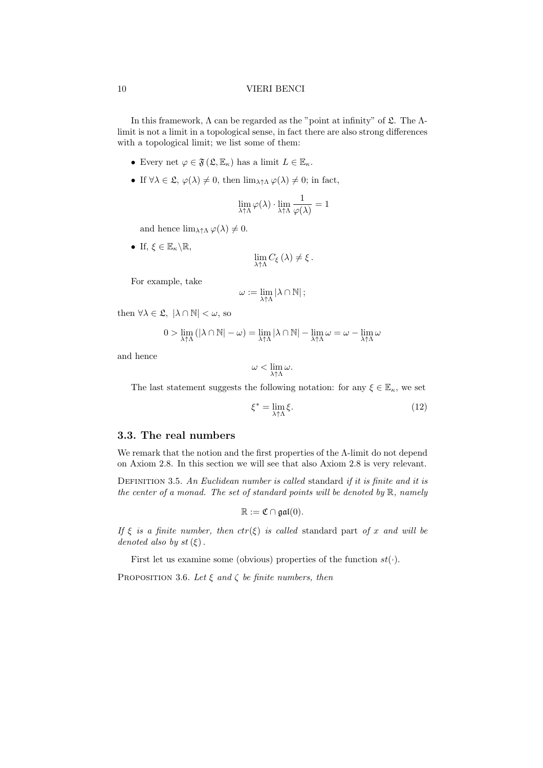In this framework, $\Lambda$ can be regarded as the "point at infinity" of $\mathfrak{L}$. The $\Lambda$-limit is not a limit in a topological sense, in fact there are also strong differences with a topological limit; we list some of them:

- Every net $\varphi \in \mathfrak{F}(\mathfrak{L}, \mathbb{E}_\kappa)$ has a limit $L \in \mathbb{E}_\kappa$.
- If $\forall \lambda \in \mathfrak{L}$, $\varphi(\lambda) \neq 0$, then $\lim_{\lambda \uparrow \Lambda} \varphi(\lambda) \neq 0$; in fact,

$$\lim_{\lambda \uparrow \Lambda} \varphi(\lambda) \cdot \lim_{\lambda \uparrow \Lambda} \frac{1}{\varphi(\lambda)} = 1$$

  and hence $\lim_{\lambda \uparrow \Lambda} \varphi(\lambda) \neq 0$.

- If, $\xi \in \mathbb{E}_\kappa \backslash \mathbb{R}$,

$$\lim_{\lambda \uparrow \Lambda} C_\xi(\lambda) \neq \xi .$$

For example, take

$$\omega := \lim_{\lambda \uparrow \Lambda} |\lambda \cap \mathbb{N}| ;$$

then $\forall \lambda \in \mathfrak{L}, \ |\lambda \cap \mathbb{N}| < \omega$, so

$$0 > \lim_{\lambda \uparrow \Lambda} (|\lambda \cap \mathbb{N}| - \omega) = \lim_{\lambda \uparrow \Lambda} |\lambda \cap \mathbb{N}| - \lim_{\lambda \uparrow \Lambda} \omega = \omega - \lim_{\lambda \uparrow \Lambda} \omega$$

and hence

$$\omega < \lim_{\lambda \uparrow \Lambda} \omega.$$

The last statement suggests the following notation: for any $\xi \in \mathbb{E}_\kappa$, we set

$$\xi^* = \lim_{\lambda \uparrow \Lambda} \xi. \tag{12}$$

## 3.3. The real numbers

We remark that the notion and the first properties of the $\Lambda$-limit do not depend on Axiom 2.8. In this section we will see that also Axiom 2.8 is very relevant.

Definition 3.5. *An Euclidean number is called* standard *if it is finite and it is the center of a monad. The set of standard points will be denoted by* $\mathbb{R}$*, namely*

$$\mathbb{R} := \mathfrak{C} \cap \mathfrak{gal}(0).$$

*If* $\xi$ *is a finite number, then* $ctr(\xi)$ *is called* standard part *of* $x$ *and will be denoted also by* $st(\xi)$.

First let us examine some (obvious) properties of the function $st(\cdot)$.

Proposition 3.6. *Let* $\xi$ *and* $\zeta$ *be finite numbers, then*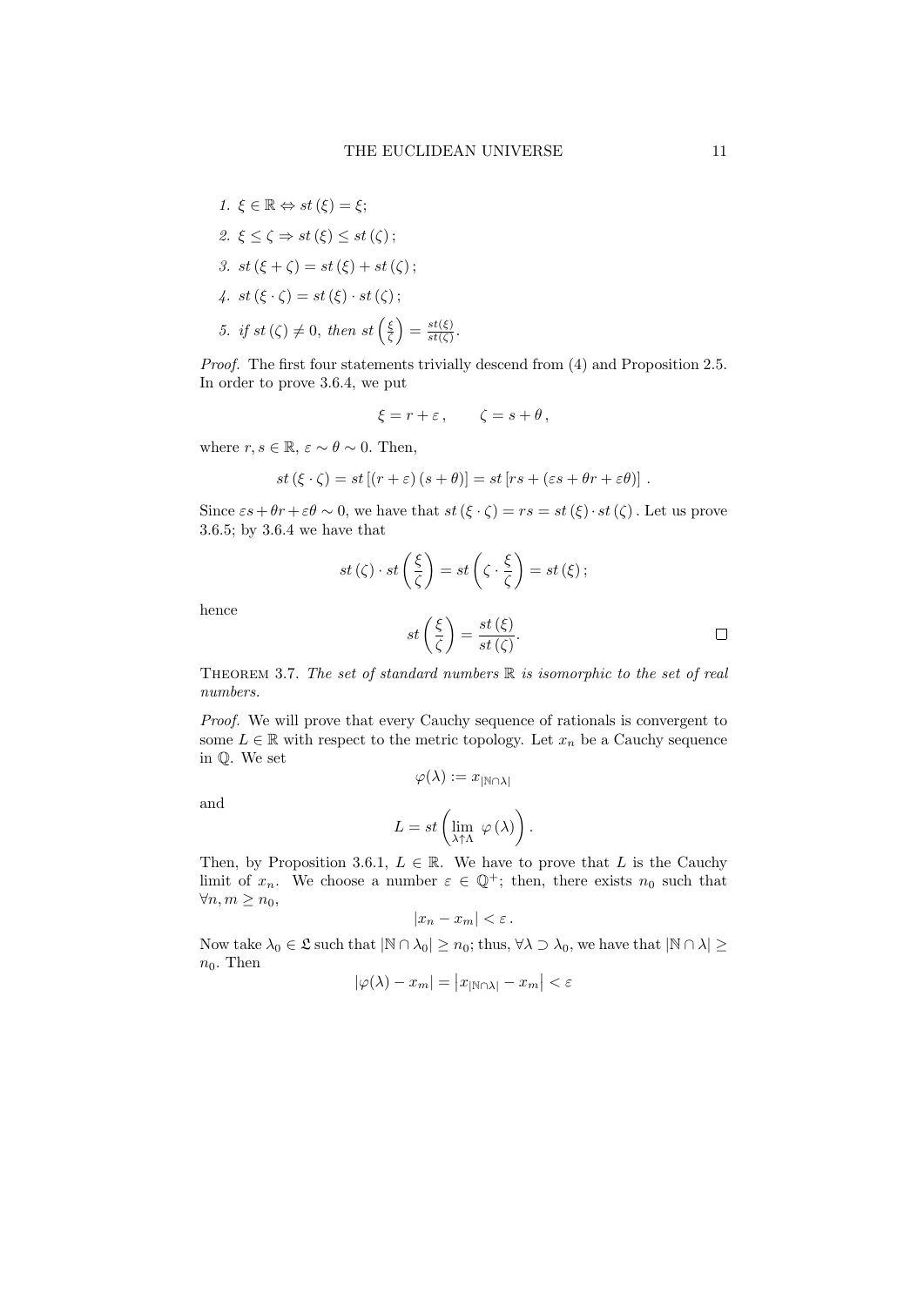1. $\xi \in \mathbb{R} \Leftrightarrow st(\xi) = \xi$;
2. $\xi \leq \zeta \Rightarrow st(\xi) \leq st(\zeta)$;
3. $st(\xi + \zeta) = st(\xi) + st(\zeta)$;
4. $st(\xi \cdot \zeta) = st(\xi) \cdot st(\zeta)$;
5. *if* $st(\zeta) \neq 0$, *then* $st\left(\frac{\xi}{\zeta}\right) = \frac{st(\xi)}{st(\zeta)}$.

*Proof.* The first four statements trivially descend from (4) and Proposition 2.5. In order to prove 3.6.4, we put

$$\xi = r + \varepsilon\,, \qquad \zeta = s + \theta\,,$$

where $r, s \in \mathbb{R}$, $\varepsilon \sim \theta \sim 0$. Then,

$$st(\xi \cdot \zeta) = st\left[(r + \varepsilon)(s + \theta)\right] = st\left[rs + (\varepsilon s + \theta r + \varepsilon\theta)\right].$$

Since $\varepsilon s + \theta r + \varepsilon\theta \sim 0$, we have that $st(\xi \cdot \zeta) = rs = st(\xi) \cdot st(\zeta)$. Let us prove 3.6.5; by 3.6.4 we have that

$$st(\zeta) \cdot st\left(\frac{\xi}{\zeta}\right) = st\left(\zeta \cdot \frac{\xi}{\zeta}\right) = st(\xi);$$

hence

$$st\left(\frac{\xi}{\zeta}\right) = \frac{st(\xi)}{st(\zeta)}.$$

□

THEOREM 3.7. *The set of standard numbers* $\mathbb{R}$ *is isomorphic to the set of real numbers.*

*Proof.* We will prove that every Cauchy sequence of rationals is convergent to some $L \in \mathbb{R}$ with respect to the metric topology. Let $x_n$ be a Cauchy sequence in $\mathbb{Q}$. We set

$$\varphi(\lambda) := x_{|\mathbb{N} \cap \lambda|}$$

and

$$L = st\left(\lim_{\lambda \uparrow \Lambda} \varphi(\lambda)\right).$$

Then, by Proposition 3.6.1, $L \in \mathbb{R}$. We have to prove that $L$ is the Cauchy limit of $x_n$. We choose a number $\varepsilon \in \mathbb{Q}^+$; then, there exists $n_0$ such that $\forall n, m \geq n_0$,

$$|x_n - x_m| < \varepsilon\,.$$

Now take $\lambda_0 \in \mathfrak{L}$ such that $|\mathbb{N} \cap \lambda_0| \geq n_0$; thus, $\forall \lambda \supset \lambda_0$, we have that $|\mathbb{N} \cap \lambda| \geq n_0$. Then

$$|\varphi(\lambda) - x_m| = \left|x_{|\mathbb{N} \cap \lambda|} - x_m\right| < \varepsilon$$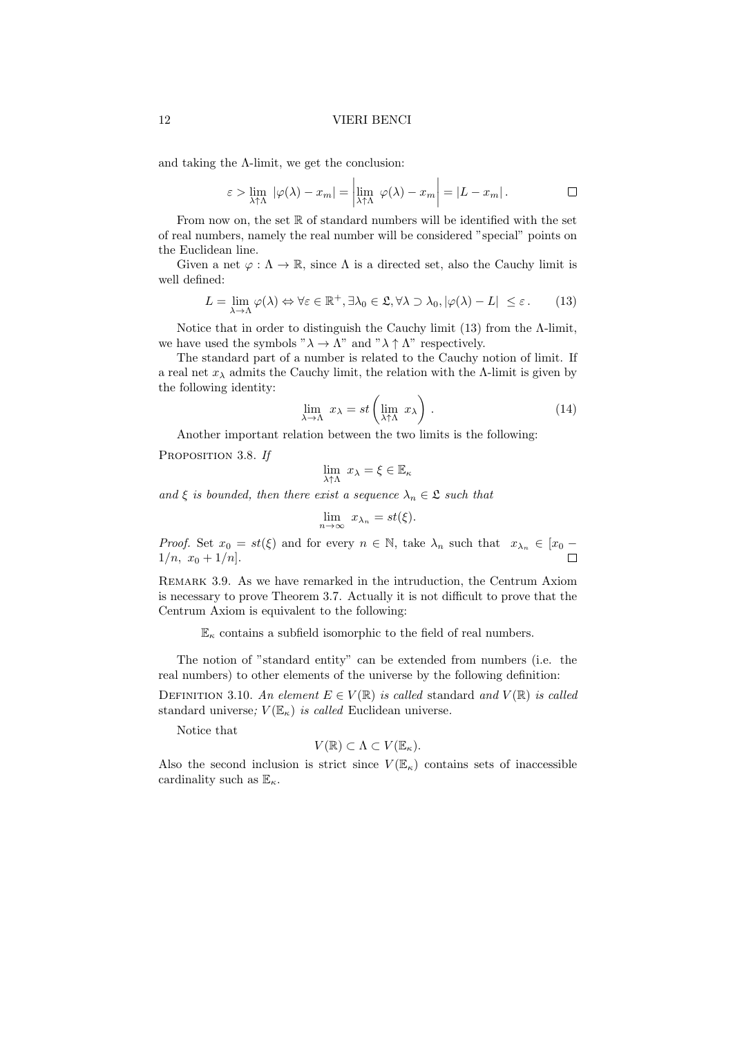and taking the Λ-limit, we get the conclusion:

$$\varepsilon > \lim_{\lambda \uparrow \Lambda} |\varphi(\lambda) - x_m| = \left| \lim_{\lambda \uparrow \Lambda} \varphi(\lambda) - x_m \right| = |L - x_m| . \qquad \square$$

From now on, the set $\mathbb{R}$ of standard numbers will be identified with the set of real numbers, namely the real number will be considered "special" points on the Euclidean line.

Given a net $\varphi : \Lambda \to \mathbb{R}$, since $\Lambda$ is a directed set, also the Cauchy limit is well defined:

$$L = \lim_{\lambda \to \Lambda} \varphi(\lambda) \Leftrightarrow \forall \varepsilon \in \mathbb{R}^+, \exists \lambda_0 \in \mathfrak{L}, \forall \lambda \supset \lambda_0, |\varphi(\lambda) - L| \leq \varepsilon . \tag{13}$$

Notice that in order to distinguish the Cauchy limit (13) from the Λ-limit, we have used the symbols "$\lambda \to \Lambda$" and "$\lambda \uparrow \Lambda$" respectively.

The standard part of a number is related to the Cauchy notion of limit. If a real net $x_\lambda$ admits the Cauchy limit, the relation with the Λ-limit is given by the following identity:

$$\lim_{\lambda \to \Lambda} x_\lambda = st \left( \lim_{\lambda \uparrow \Lambda} x_\lambda \right) . \tag{14}$$

Another important relation between the two limits is the following:

Proposition 3.8. *If*

$$\lim_{\lambda \uparrow \Lambda} x_\lambda = \xi \in \mathbb{E}_\kappa$$

*and $\xi$ is bounded, then there exist a sequence $\lambda_n \in \mathfrak{L}$ such that*

$$\lim_{n \to \infty} x_{\lambda_n} = st(\xi).$$

*Proof.* Set $x_0 = st(\xi)$ and for every $n \in \mathbb{N}$, take $\lambda_n$ such that $x_{\lambda_n} \in [x_0 - 1/n,\ x_0 + 1/n]$. $\square$

Remark 3.9. As we have remarked in the intruduction, the Centrum Axiom is necessary to prove Theorem 3.7. Actually it is not difficult to prove that the Centrum Axiom is equivalent to the following:

$\mathbb{E}_\kappa$ contains a subfield isomorphic to the field of real numbers.

The notion of "standard entity" can be extended from numbers (i.e. the real numbers) to other elements of the universe by the following definition:

Definition 3.10. *An element $E \in V(\mathbb{R})$ is called* standard *and $V(\mathbb{R})$ is called* standard universe*; $V(\mathbb{E}_\kappa)$ is called* Euclidean universe.

Notice that

$$V(\mathbb{R}) \subset \Lambda \subset V(\mathbb{E}_\kappa).$$

Also the second inclusion is strict since $V(\mathbb{E}_\kappa)$ contains sets of inaccessible cardinality such as $\mathbb{E}_\kappa$.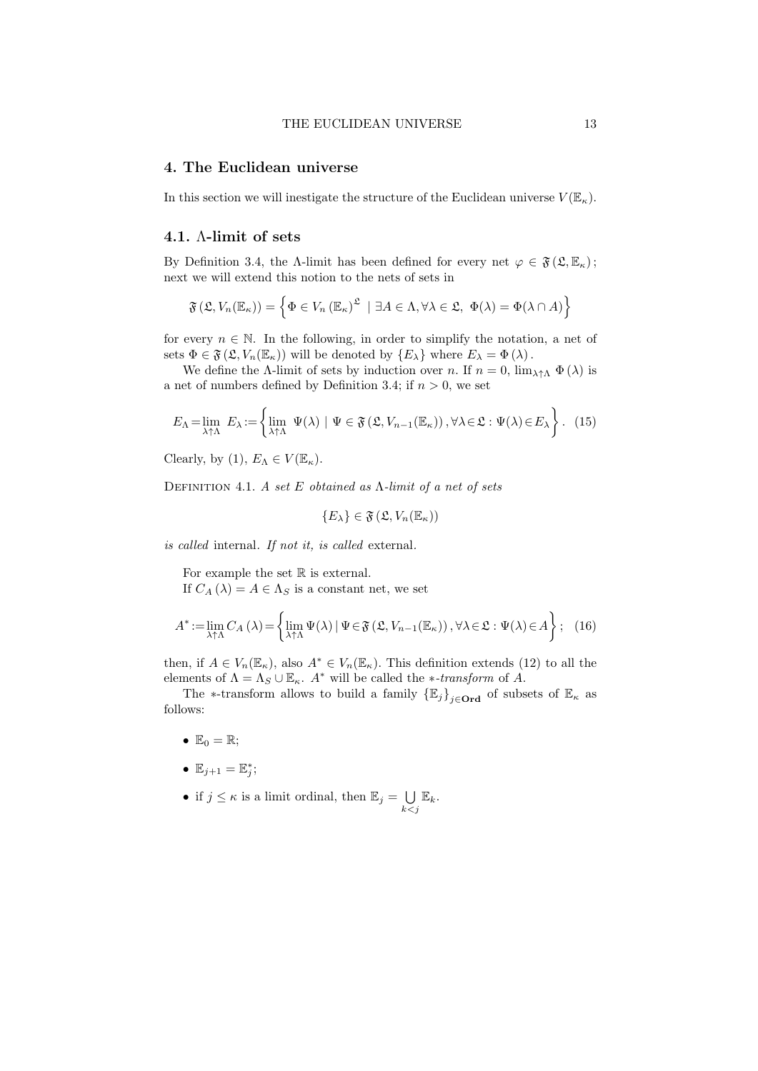## 4. The Euclidean universe

In this section we will inestigate the structure of the Euclidean universe $V(\mathbb{E}_\kappa)$.

### 4.1. $\Lambda$-limit of sets

By Definition 3.4, the $\Lambda$-limit has been defined for every net $\varphi \in \mathfrak{F}(\mathfrak{L}, \mathbb{E}_\kappa)$; next we will extend this notion to the nets of sets in

$$\mathfrak{F}(\mathfrak{L}, V_n(\mathbb{E}_\kappa)) = \left\{ \Phi \in V_n(\mathbb{E}_\kappa)^{\mathfrak{L}} \mid \exists A \in \Lambda, \forall \lambda \in \mathfrak{L},\ \Phi(\lambda) = \Phi(\lambda \cap A) \right\}$$

for every $n \in \mathbb{N}$. In the following, in order to simplify the notation, a net of sets $\Phi \in \mathfrak{F}(\mathfrak{L}, V_n(\mathbb{E}_\kappa))$ will be denoted by $\{E_\lambda\}$ where $E_\lambda = \Phi(\lambda)$.

We define the $\Lambda$-limit of sets by induction over $n$. If $n = 0$, $\lim_{\lambda\uparrow\Lambda} \Phi(\lambda)$ is a net of numbers defined by Definition 3.4; if $n > 0$, we set

$$E_\Lambda = \lim_{\lambda\uparrow\Lambda} E_\lambda := \left\{ \lim_{\lambda\uparrow\Lambda} \Psi(\lambda) \mid \Psi \in \mathfrak{F}(\mathfrak{L}, V_{n-1}(\mathbb{E}_\kappa)), \forall\lambda \in \mathfrak{L} : \Psi(\lambda) \in E_\lambda \right\}. \quad (15)$$

Clearly, by (1), $E_\Lambda \in V(\mathbb{E}_\kappa)$.

Definition 4.1. *A set $E$ obtained as $\Lambda$-limit of a net of sets*

$$\{E_\lambda\} \in \mathfrak{F}(\mathfrak{L}, V_n(\mathbb{E}_\kappa))$$

*is called* internal. *If not it, is called* external.

For example the set $\mathbb{R}$ is external.

If $C_A(\lambda) = A \in \Lambda_S$ is a constant net, we set

$$A^* := \lim_{\lambda\uparrow\Lambda} C_A(\lambda) = \left\{ \lim_{\lambda\uparrow\Lambda} \Psi(\lambda) \mid \Psi \in \mathfrak{F}(\mathfrak{L}, V_{n-1}(\mathbb{E}_\kappa)), \forall\lambda \in \mathfrak{L} : \Psi(\lambda) \in A \right\}; \quad (16)$$

then, if $A \in V_n(\mathbb{E}_\kappa)$, also $A^* \in V_n(\mathbb{E}_\kappa)$. This definition extends (12) to all the elements of $\Lambda = \Lambda_S \cup \mathbb{E}_\kappa$. $A^*$ will be called the *$*$-transform* of $A$.

The $*$-transform allows to build a family $\{\mathbb{E}_j\}_{j\in\mathbf{Ord}}$ of subsets of $\mathbb{E}_\kappa$ as follows:

- $\mathbb{E}_0 = \mathbb{R}$;
- $\mathbb{E}_{j+1} = \mathbb{E}_j^*$;
- if $j \leq \kappa$ is a limit ordinal, then $\mathbb{E}_j = \bigcup_{k<j} \mathbb{E}_k$.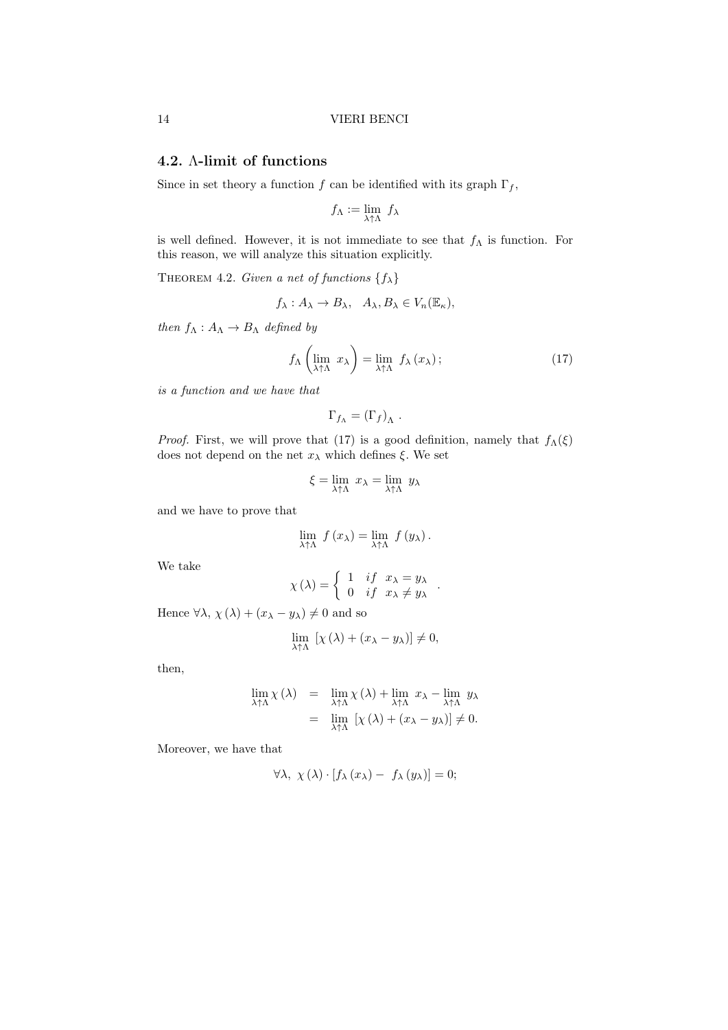### 4.2. $\Lambda$-limit of functions

Since in set theory a function $f$ can be identified with its graph $\Gamma_f$,

$$f_\Lambda := \lim_{\lambda \uparrow \Lambda} f_\lambda$$

is well defined. However, it is not immediate to see that $f_\Lambda$ is function. For this reason, we will analyze this situation explicitly.

THEOREM 4.2. *Given a net of functions* $\{f_\lambda\}$

$$f_\lambda : A_\lambda \to B_\lambda, \quad A_\lambda, B_\lambda \in V_n(\mathbb{E}_\kappa),$$

*then* $f_\Lambda : A_\Lambda \to B_\Lambda$ *defined by*

$$f_\Lambda\left(\lim_{\lambda \uparrow \Lambda} x_\lambda\right) = \lim_{\lambda \uparrow \Lambda} f_\lambda\left(x_\lambda\right); \tag{17}$$

*is a function and we have that*

$$\Gamma_{f_\Lambda} = \left(\Gamma_f\right)_\Lambda.$$

*Proof.* First, we will prove that (17) is a good definition, namely that $f_\Lambda(\xi)$ does not depend on the net $x_\lambda$ which defines $\xi$. We set

$$\xi = \lim_{\lambda \uparrow \Lambda} x_\lambda = \lim_{\lambda \uparrow \Lambda} y_\lambda$$

and we have to prove that

$$\lim_{\lambda \uparrow \Lambda} f\left(x_\lambda\right) = \lim_{\lambda \uparrow \Lambda} f\left(y_\lambda\right).$$

We take

$$\chi\left(\lambda\right) = \begin{cases} 1 & if \quad x_\lambda = y_\lambda \\ 0 & if \quad x_\lambda \neq y_\lambda \end{cases}.$$

Hence $\forall \lambda$, $\chi\left(\lambda\right) + \left(x_\lambda - y_\lambda\right) \neq 0$ and so

$$\lim_{\lambda \uparrow \Lambda} \left[\chi\left(\lambda\right) + \left(x_\lambda - y_\lambda\right)\right] \neq 0,$$

then,

$$\begin{aligned} \lim_{\lambda \uparrow \Lambda} \chi\left(\lambda\right) &= \lim_{\lambda \uparrow \Lambda} \chi\left(\lambda\right) + \lim_{\lambda \uparrow \Lambda} x_\lambda - \lim_{\lambda \uparrow \Lambda} y_\lambda \\ &= \lim_{\lambda \uparrow \Lambda} \left[\chi\left(\lambda\right) + \left(x_\lambda - y_\lambda\right)\right] \neq 0. \end{aligned}$$

Moreover, we have that

$$\forall \lambda, \ \chi\left(\lambda\right) \cdot \left[f_\lambda\left(x_\lambda\right) - f_\lambda\left(y_\lambda\right)\right] = 0;$$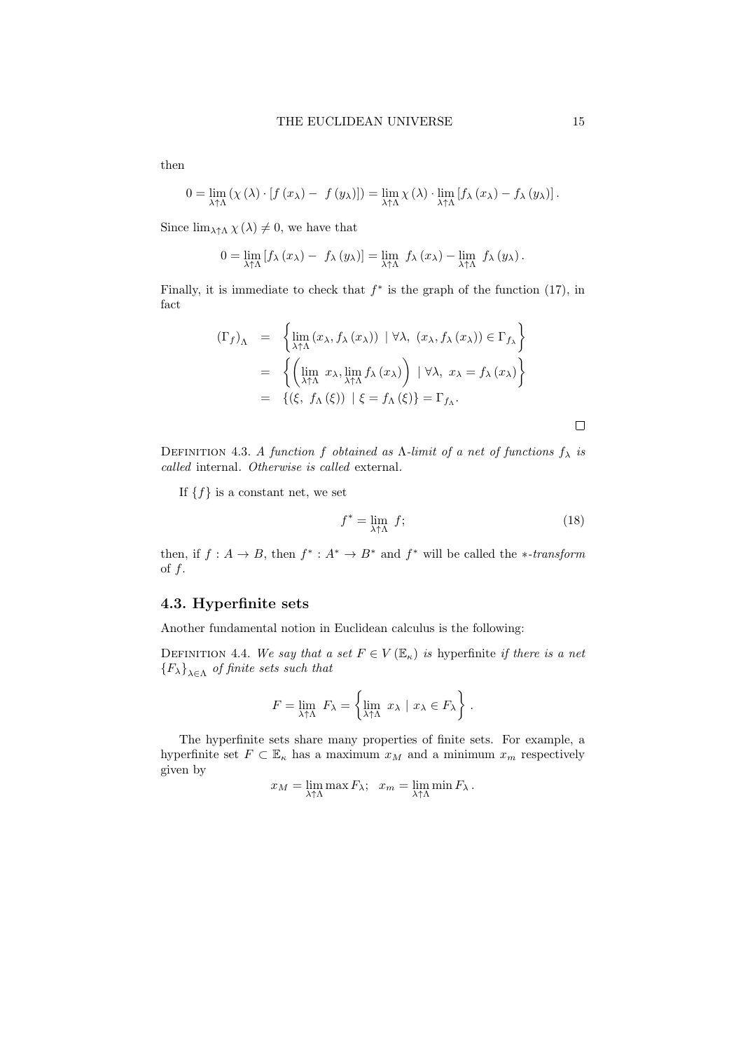then

$$0 = \lim_{\lambda \uparrow \Lambda} \left( \chi\left(\lambda\right) \cdot \left[ f\left(x_{\lambda}\right) - \ f\left(y_{\lambda}\right) \right] \right) = \lim_{\lambda \uparrow \Lambda} \chi\left(\lambda\right) \cdot \lim_{\lambda \uparrow \Lambda} \left[ f_{\lambda}\left(x_{\lambda}\right) - f_{\lambda}\left(y_{\lambda}\right) \right].$$

Since $\lim_{\lambda \uparrow \Lambda} \chi\left(\lambda\right) \neq 0$, we have that

$$0 = \lim_{\lambda \uparrow \Lambda} \left[ f_{\lambda}\left(x_{\lambda}\right) - \ f_{\lambda}\left(y_{\lambda}\right) \right] = \lim_{\lambda \uparrow \Lambda} \ f_{\lambda}\left(x_{\lambda}\right) - \lim_{\lambda \uparrow \Lambda} \ f_{\lambda}\left(y_{\lambda}\right).$$

Finally, it is immediate to check that $f^*$ is the graph of the function (17), in fact

$$\begin{aligned}
\left(\Gamma_f\right)_{\Lambda} &= \left\{ \lim_{\lambda \uparrow \Lambda} \left(x_{\lambda}, f_{\lambda}\left(x_{\lambda}\right)\right) \mid \forall \lambda, \ \left(x_{\lambda}, f_{\lambda}\left(x_{\lambda}\right)\right) \in \Gamma_{f_{\lambda}} \right\} \\
&= \left\{ \left( \lim_{\lambda \uparrow \Lambda} \ x_{\lambda}, \lim_{\lambda \uparrow \Lambda} f_{\lambda}\left(x_{\lambda}\right) \right) \mid \forall \lambda, \ x_{\lambda} = f_{\lambda}\left(x_{\lambda}\right) \right\} \\
&= \left\{ \left(\xi, \ f_{\Lambda}\left(\xi\right)\right) \mid \xi = f_{\Lambda}\left(\xi\right) \right\} = \Gamma_{f_{\Lambda}}.
\end{aligned}$$

□

Definition 4.3. *A function $f$ obtained as $\Lambda$-limit of a net of functions $f_{\lambda}$ is called* internal. *Otherwise is called* external.

If $\{f\}$ is a constant net, we set

$$f^* = \lim_{\lambda \uparrow \Lambda} \ f; \tag{18}$$

then, if $f : A \to B$, then $f^* : A^* \to B^*$ and $f^*$ will be called the *$*$-transform* of $f$.

## 4.3. Hyperfinite sets

Another fundamental notion in Euclidean calculus is the following:

Definition 4.4. *We say that a set $F \in V\left(\mathbb{E}_{\kappa}\right)$ is* hyperfinite *if there is a net $\left\{F_{\lambda}\right\}_{\lambda \in \Lambda}$ of finite sets such that*

$$F = \lim_{\lambda \uparrow \Lambda} \ F_{\lambda} = \left\{ \lim_{\lambda \uparrow \Lambda} \ x_{\lambda} \mid x_{\lambda} \in F_{\lambda} \right\}.$$

The hyperfinite sets share many properties of finite sets. For example, a hyperfinite set $F \subset \mathbb{E}_{\kappa}$ has a maximum $x_M$ and a minimum $x_m$ respectively given by

$$x_M = \lim_{\lambda \uparrow \Lambda} \max F_{\lambda}; \quad x_m = \lim_{\lambda \uparrow \Lambda} \min F_{\lambda}.$$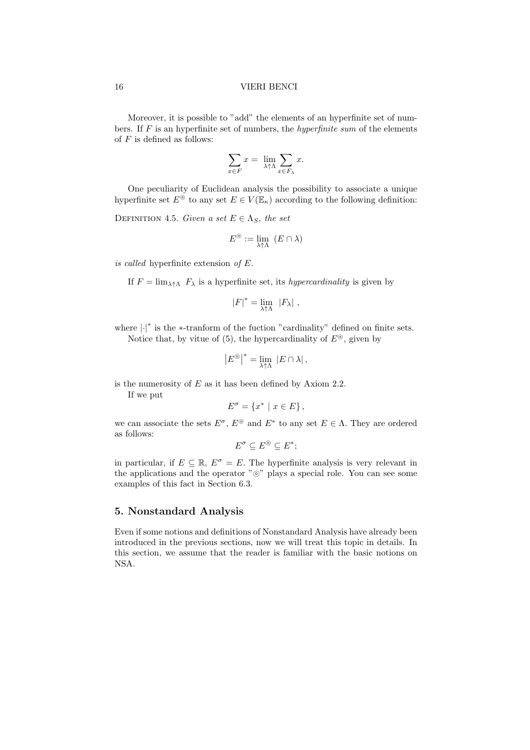Moreover, it is possible to "add" the elements of an hyperfinite set of numbers. If $F$ is an hyperfinite set of numbers, the *hyperfinite sum* of the elements of $F$ is defined as follows:

$$\sum_{x\in F} x = \lim_{\lambda\uparrow\Lambda} \sum_{x\in F_\lambda} x.$$

One peculiarity of Euclidean analysis the possibility to associate a unique hyperfinite set $E^{\circledcirc}$ to any set $E \in V(\mathbb{E}_\kappa)$ according to the following definition:

DEFINITION 4.5. *Given a set $E \in \Lambda_S$, the set*

$$E^{\circledcirc} := \lim_{\lambda\uparrow\Lambda} \ (E \cap \lambda)$$

*is called* hyperfinite extension *of $E$.*

If $F = \lim_{\lambda\uparrow\Lambda} \ F_\lambda$ is a hyperfinite set, its *hypercardinality* is given by

$$|F|^* = \lim_{\lambda\uparrow\Lambda} \ |F_\lambda| \ ,$$

where $|\cdot|^*$ is the $*$-tranform of the fuction "cardinality" defined on finite sets.

Notice that, by vitue of (5), the hypercardinality of $E^{\circledcirc}$, given by

$$\left|E^{\circledcirc}\right|^* = \lim_{\lambda\uparrow\Lambda} \ |E \cap \lambda| ,$$

is the numerosity of $E$ as it has been defined by Axiom 2.2.

If we put

$$E^\sigma = \{x^* \mid x \in E\} ,$$

we can associate the sets $E^\sigma$, $E^{\circledcirc}$ and $E^*$ to any set $E \in \Lambda$. They are ordered as follows:

$$E^\sigma \subseteq E^{\circledcirc} \subseteq E^*;$$

in particular, if $E \subseteq \mathbb{R}$, $E^\sigma = E$. The hyperfinite analysis is very relevant in the applications and the operator "$\circledcirc$" plays a special role. You can see some examples of this fact in Section 6.3.

## 5. Nonstandard Analysis

Even if some notions and definitions of Nonstandard Analysis have already been introduced in the previous sections, now we will treat this topic in details. In this section, we assume that the reader is familiar with the basic notions on NSA.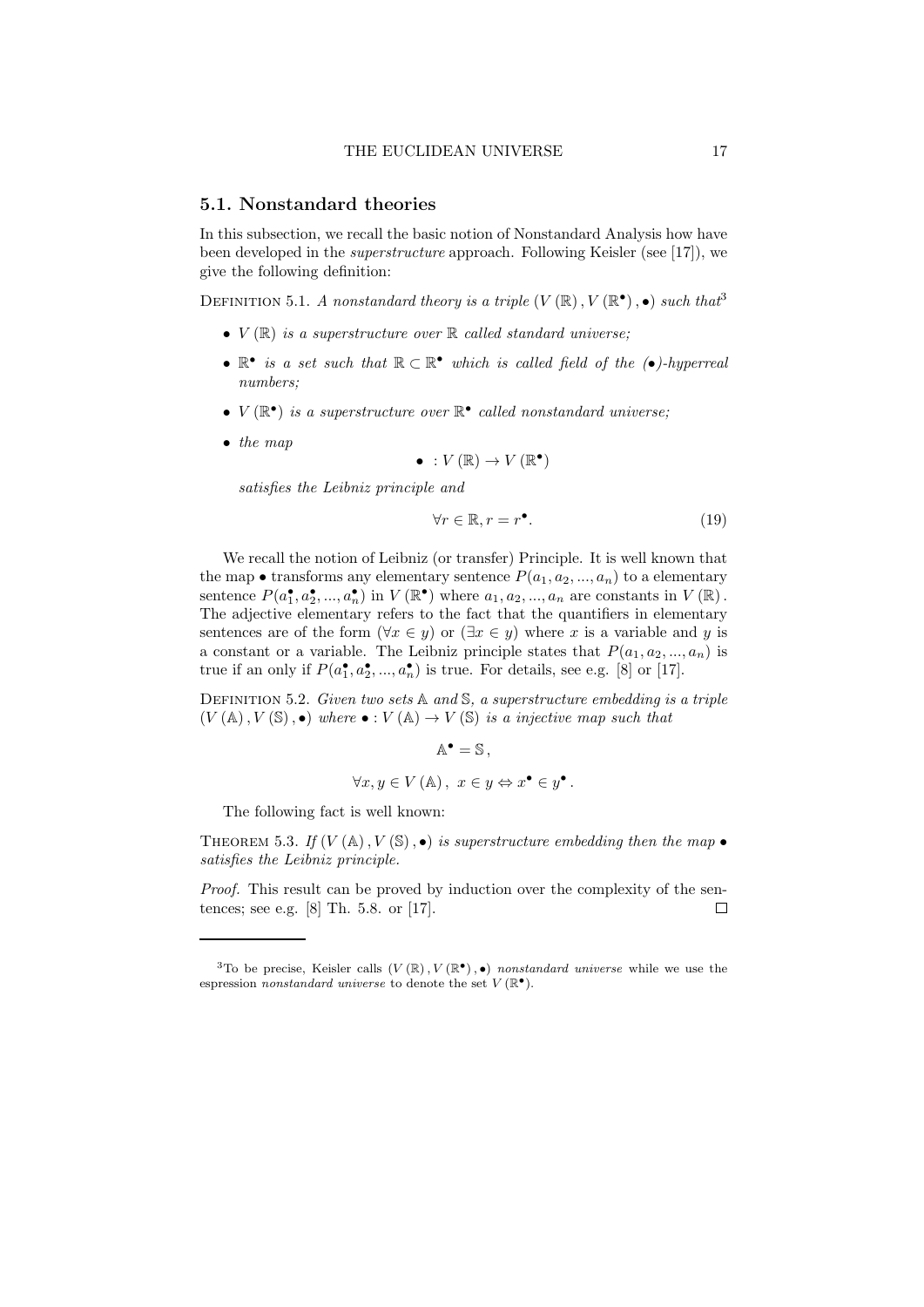## 5.1. Nonstandard theories

In this subsection, we recall the basic notion of Nonstandard Analysis how have been developed in the *superstructure* approach. Following Keisler (see [17]), we give the following definition:

Definition 5.1. *A nonstandard theory is a triple* $(V(\mathbb{R}), V(\mathbb{R}^\bullet), \bullet)$ *such that*[3]

- $V(\mathbb{R})$ *is a superstructure over* $\mathbb{R}$ *called standard universe;*
- $\mathbb{R}^\bullet$ *is a set such that* $\mathbb{R} \subset \mathbb{R}^\bullet$ *which is called field of the* $(\bullet)$*-hyperreal numbers;*
- $V(\mathbb{R}^\bullet)$ *is a superstructure over* $\mathbb{R}^\bullet$ *called nonstandard universe;*
- *the map*

$$\bullet \;: V(\mathbb{R}) \to V(\mathbb{R}^\bullet)$$

*satisfies the Leibniz principle and*

$$\forall r \in \mathbb{R}, r = r^\bullet. \tag{19}$$

We recall the notion of Leibniz (or transfer) Principle. It is well known that the map $\bullet$ transforms any elementary sentence $P(a_1, a_2, ..., a_n)$ to a elementary sentence $P(a_1^\bullet, a_2^\bullet, ..., a_n^\bullet)$ in $V(\mathbb{R}^\bullet)$ where $a_1, a_2, ..., a_n$ are constants in $V(\mathbb{R})$. The adjective elementary refers to the fact that the quantifiers in elementary sentences are of the form $(\forall x \in y)$ or $(\exists x \in y)$ where $x$ is a variable and $y$ is a constant or a variable. The Leibniz principle states that $P(a_1, a_2, ..., a_n)$ is true if an only if $P(a_1^\bullet, a_2^\bullet, ..., a_n^\bullet)$ is true. For details, see e.g. [8] or [17].

Definition 5.2. *Given two sets* $\mathbb{A}$ *and* $\mathbb{S}$*, a superstructure embedding is a triple* $(V(\mathbb{A}), V(\mathbb{S}), \bullet)$ *where* $\bullet : V(\mathbb{A}) \to V(\mathbb{S})$ *is a injective map such that*

$$\mathbb{A}^\bullet = \mathbb{S},$$

$$\forall x, y \in V(\mathbb{A}), \; x \in y \Leftrightarrow x^\bullet \in y^\bullet.$$

The following fact is well known:

Theorem 5.3. *If* $(V(\mathbb{A}), V(\mathbb{S}), \bullet)$ *is superstructure embedding then the map* $\bullet$ *satisfies the Leibniz principle.*

*Proof.* This result can be proved by induction over the complexity of the sentences; see e.g. [8] Th. 5.8. or [17]. □

---

[3] To be precise, Keisler calls $(V(\mathbb{R}), V(\mathbb{R}^\bullet), \bullet)$ *nonstandard universe* while we use the espression *nonstandard universe* to denote the set $V(\mathbb{R}^\bullet)$.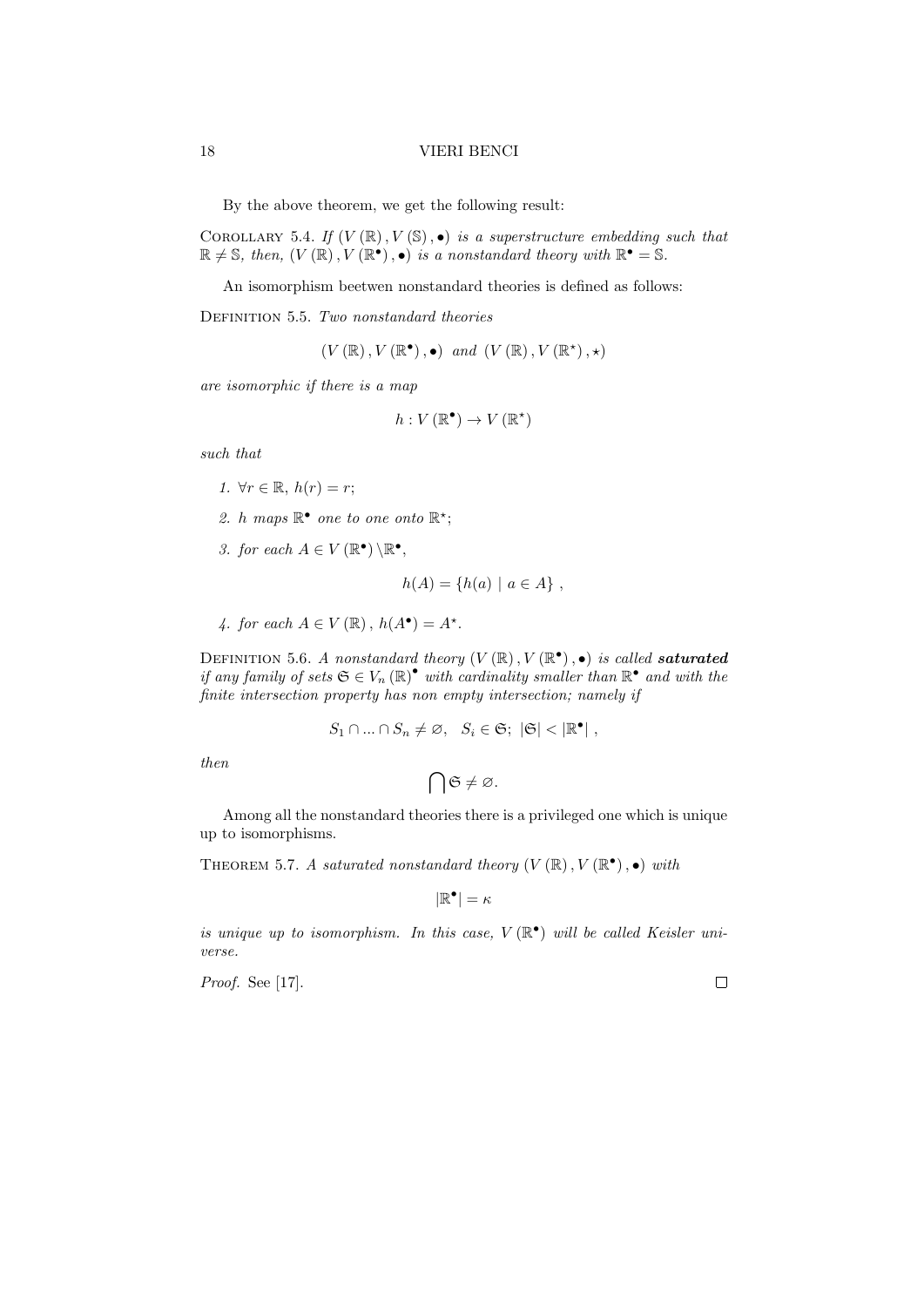By the above theorem, we get the following result:

Corollary 5.4. *If $(V(\mathbb{R}), V(\mathbb{S}), \bullet)$ is a superstructure embedding such that $\mathbb{R} \neq \mathbb{S}$, then, $(V(\mathbb{R}), V(\mathbb{R}^\bullet), \bullet)$ is a nonstandard theory with $\mathbb{R}^\bullet = \mathbb{S}$.*

An isomorphism beetwen nonstandard theories is defined as follows:

Definition 5.5. *Two nonstandard theories*

$$(V(\mathbb{R}), V(\mathbb{R}^\bullet), \bullet) \text{ and } (V(\mathbb{R}), V(\mathbb{R}^\star), \star)$$

*are isomorphic if there is a map*

$$h : V(\mathbb{R}^\bullet) \to V(\mathbb{R}^\star)$$

*such that*

1. $\forall r \in \mathbb{R}$, $h(r) = r$;
2. *$h$ maps $\mathbb{R}^\bullet$ one to one onto $\mathbb{R}^\star$;*
3. *for each $A \in V(\mathbb{R}^\bullet) \setminus \mathbb{R}^\bullet$,*

$$h(A) = \{h(a) \mid a \in A\},$$

4. *for each $A \in V(\mathbb{R})$, $h(A^\bullet) = A^\star$.*

Definition 5.6. *A nonstandard theory $(V(\mathbb{R}), V(\mathbb{R}^\bullet), \bullet)$ is called* ***saturated*** *if any family of sets $\mathfrak{S} \in V_n(\mathbb{R})^\bullet$ with cardinality smaller than $\mathbb{R}^\bullet$ and with the finite intersection property has non empty intersection; namely if*

$$S_1 \cap ... \cap S_n \neq \varnothing, \quad S_i \in \mathfrak{S}; \ |\mathfrak{S}| < |\mathbb{R}^\bullet|,$$

*then*

$$\bigcap \mathfrak{S} \neq \varnothing.$$

Among all the nonstandard theories there is a privileged one which is unique up to isomorphisms.

Theorem 5.7. *A saturated nonstandard theory $(V(\mathbb{R}), V(\mathbb{R}^\bullet), \bullet)$ with*

$$|\mathbb{R}^\bullet| = \kappa$$

*is unique up to isomorphism. In this case, $V(\mathbb{R}^\bullet)$ will be called Keisler universe.*

*Proof.* See [17]. □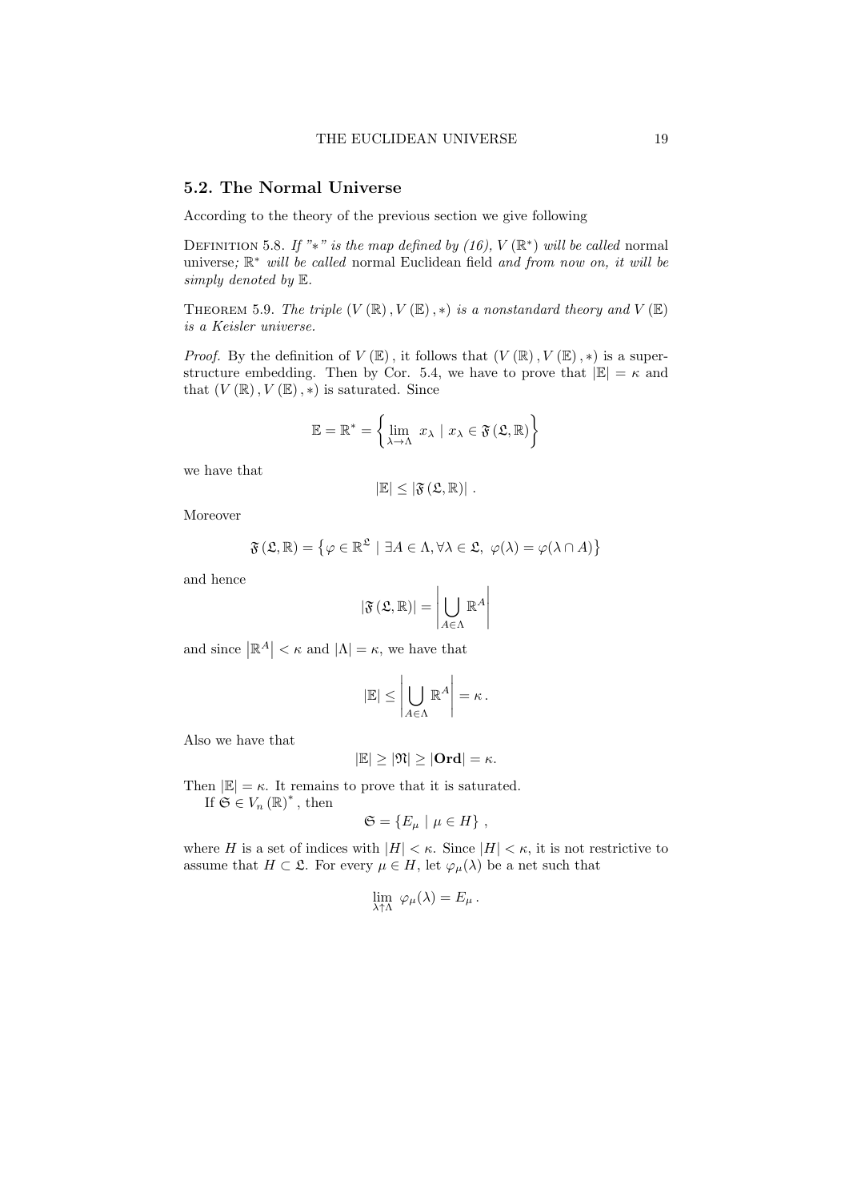### 5.2. The Normal Universe

According to the theory of the previous section we give following

Definition 5.8. *If "$*$" is the map defined by (16), $V(\mathbb{R}^*)$ will be called* normal universe*; $\mathbb{R}^*$ will be called* normal Euclidean field *and from now on, it will be simply denoted by $\mathbb{E}$.*

Theorem 5.9. *The triple $(V(\mathbb{R}), V(\mathbb{E}), *)$ is a nonstandard theory and $V(\mathbb{E})$ is a Keisler universe.*

*Proof.* By the definition of $V(\mathbb{E})$, it follows that $(V(\mathbb{R}), V(\mathbb{E}), *)$ is a superstructure embedding. Then by Cor. 5.4, we have to prove that $|\mathbb{E}| = \kappa$ and that $(V(\mathbb{R}), V(\mathbb{E}), *)$ is saturated. Since

$$\mathbb{E} = \mathbb{R}^* = \left\{ \lim_{\lambda \to \Lambda} \ x_\lambda \mid x_\lambda \in \mathfrak{F}(\mathfrak{L}, \mathbb{R}) \right\}$$

we have that

$$|\mathbb{E}| \leq |\mathfrak{F}(\mathfrak{L}, \mathbb{R})| \, .$$

Moreover

$$\mathfrak{F}(\mathfrak{L}, \mathbb{R}) = \left\{ \varphi \in \mathbb{R}^{\mathfrak{L}} \mid \exists A \in \Lambda, \forall \lambda \in \mathfrak{L}, \ \varphi(\lambda) = \varphi(\lambda \cap A) \right\}$$

and hence

$$|\mathfrak{F}(\mathfrak{L}, \mathbb{R})| = \left| \bigcup_{A \in \Lambda} \mathbb{R}^A \right|$$

and since $\left|\mathbb{R}^A\right| < \kappa$ and $|\Lambda| = \kappa$, we have that

$$|\mathbb{E}| \leq \left| \bigcup_{A \in \Lambda} \mathbb{R}^A \right| = \kappa \, .$$

Also we have that

$$|\mathbb{E}| \geq |\mathfrak{N}| \geq |\mathbf{Ord}| = \kappa.$$

Then $|\mathbb{E}| = \kappa$. It remains to prove that it is saturated.

If $\mathfrak{S} \in V_n(\mathbb{R})^*$, then

$$\mathfrak{S} = \{E_\mu \mid \mu \in H\} \, ,$$

where $H$ is a set of indices with $|H| < \kappa$. Since $|H| < \kappa$, it is not restrictive to assume that $H \subset \mathfrak{L}$. For every $\mu \in H$, let $\varphi_\mu(\lambda)$ be a net such that

$$\lim_{\lambda \uparrow \Lambda} \ \varphi_\mu(\lambda) = E_\mu \, .$$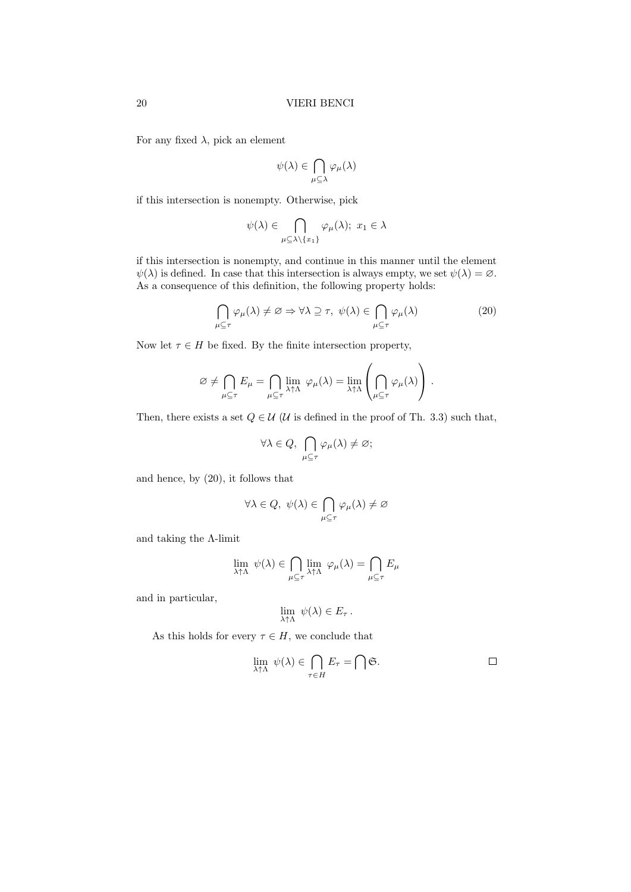For any fixed $\lambda$, pick an element

$$\psi(\lambda) \in \bigcap_{\mu \subseteq \lambda} \varphi_\mu(\lambda)$$

if this intersection is nonempty. Otherwise, pick

$$\psi(\lambda) \in \bigcap_{\mu \subseteq \lambda \setminus \{x_1\}} \varphi_\mu(\lambda);\ x_1 \in \lambda$$

if this intersection is nonempty, and continue in this manner until the element $\psi(\lambda)$ is defined. In case that this intersection is always empty, we set $\psi(\lambda) = \varnothing$. As a consequence of this definition, the following property holds:

$$\bigcap_{\mu \subseteq \tau} \varphi_\mu(\lambda) \neq \varnothing \Rightarrow \forall \lambda \supseteq \tau,\ \psi(\lambda) \in \bigcap_{\mu \subseteq \tau} \varphi_\mu(\lambda) \tag{20}$$

Now let $\tau \in H$ be fixed. By the finite intersection property,

$$\varnothing \neq \bigcap_{\mu \subseteq \tau} E_\mu = \bigcap_{\mu \subseteq \tau} \lim_{\lambda \uparrow \Lambda}\ \varphi_\mu(\lambda) = \lim_{\lambda \uparrow \Lambda} \left( \bigcap_{\mu \subseteq \tau} \varphi_\mu(\lambda) \right).$$

Then, there exists a set $Q \in \mathcal{U}$ ($\mathcal{U}$ is defined in the proof of Th. 3.3) such that,

$$\forall \lambda \in Q,\ \bigcap_{\mu \subseteq \tau} \varphi_\mu(\lambda) \neq \varnothing;$$

and hence, by (20), it follows that

$$\forall \lambda \in Q,\ \psi(\lambda) \in \bigcap_{\mu \subseteq \tau} \varphi_\mu(\lambda) \neq \varnothing$$

and taking the $\Lambda$-limit

$$\lim_{\lambda \uparrow \Lambda}\ \psi(\lambda) \in \bigcap_{\mu \subseteq \tau} \lim_{\lambda \uparrow \Lambda}\ \varphi_\mu(\lambda) = \bigcap_{\mu \subseteq \tau} E_\mu$$

and in particular,

$$\lim_{\lambda \uparrow \Lambda}\ \psi(\lambda) \in E_\tau\,.$$

As this holds for every $\tau \in H$, we conclude that

$$\lim_{\lambda \uparrow \Lambda}\ \psi(\lambda) \in \bigcap_{\tau \in H} E_\tau = \bigcap \mathfrak{S}.$$

$\square$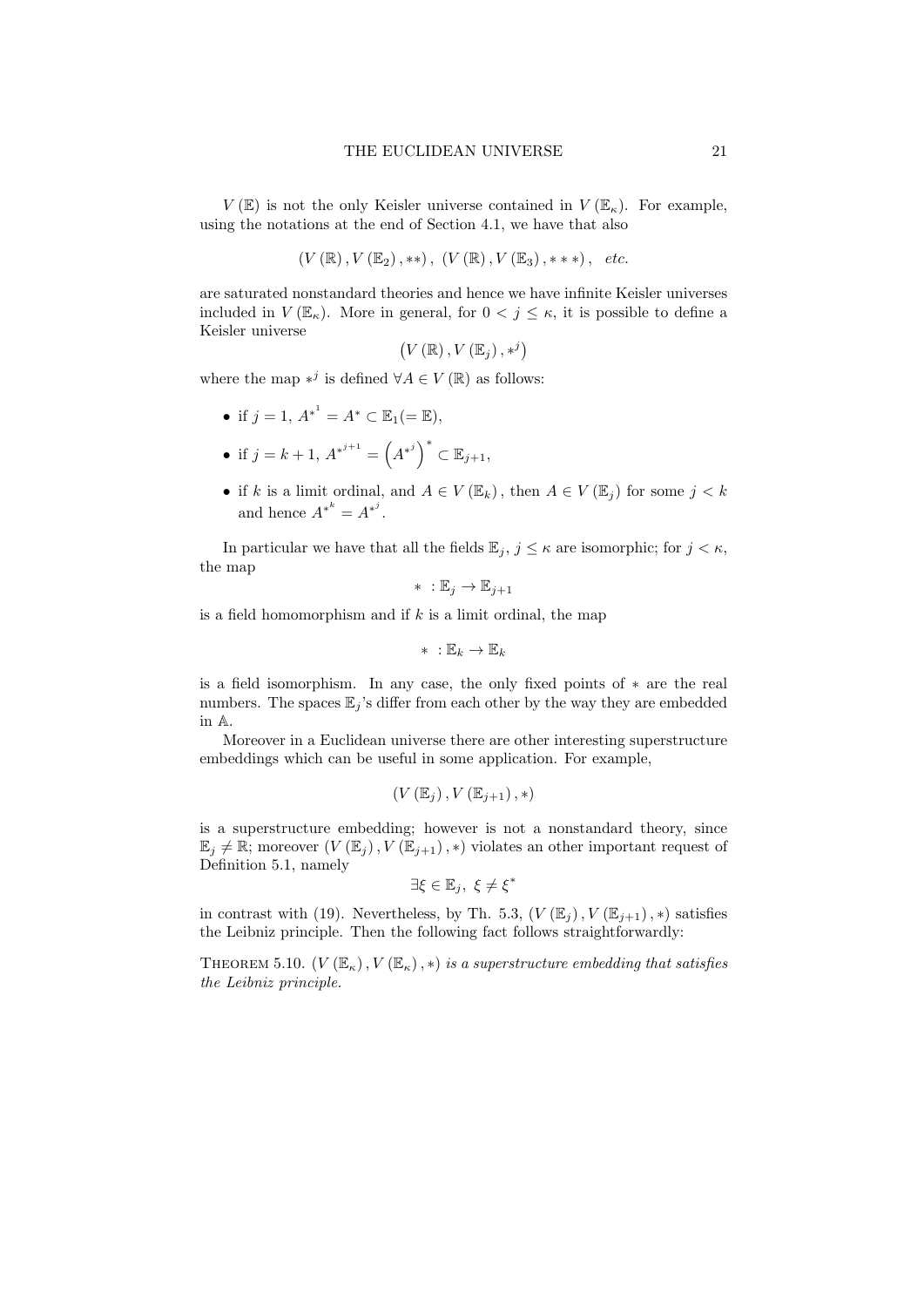$V(\mathbb{E})$ is not the only Keisler universe contained in $V(\mathbb{E}_\kappa)$. For example, using the notations at the end of Section 4.1, we have that also

$$\left(V(\mathbb{R}), V(\mathbb{E}_2), **\right), \ \left(V(\mathbb{R}), V(\mathbb{E}_3), ***\right), \quad etc.$$

are saturated nonstandard theories and hence we have infinite Keisler universes included in $V(\mathbb{E}_\kappa)$. More in general, for $0 < j \leq \kappa$, it is possible to define a Keisler universe

$$\left(V(\mathbb{R}), V(\mathbb{E}_j), *^j\right)$$

where the map $*^j$ is defined $\forall A \in V(\mathbb{R})$ as follows:

- if $j = 1$, $A^{*^1} = A^* \subset \mathbb{E}_1 (= \mathbb{E})$,
- if $j = k + 1$, $A^{*^{j+1}} = \left(A^{*^j}\right)^* \subset \mathbb{E}_{j+1}$,
- if $k$ is a limit ordinal, and $A \in V(\mathbb{E}_k)$, then $A \in V(\mathbb{E}_j)$ for some $j < k$ and hence $A^{*^k} = A^{*^j}$.

In particular we have that all the fields $\mathbb{E}_j$, $j \leq \kappa$ are isomorphic; for $j < \kappa$, the map

$$* : \mathbb{E}_j \to \mathbb{E}_{j+1}$$

is a field homomorphism and if $k$ is a limit ordinal, the map

$$* : \mathbb{E}_k \to \mathbb{E}_k$$

is a field isomorphism. In any case, the only fixed points of $*$ are the real numbers. The spaces $\mathbb{E}_j$'s differ from each other by the way they are embedded in $\mathbb{A}$.

Moreover in a Euclidean universe there are other interesting superstructure embeddings which can be useful in some application. For example,

$$\left(V(\mathbb{E}_j), V(\mathbb{E}_{j+1}), *\right)$$

is a superstructure embedding; however is not a nonstandard theory, since $\mathbb{E}_j \neq \mathbb{R}$; moreover $\left(V(\mathbb{E}_j), V(\mathbb{E}_{j+1}), *\right)$ violates an other important request of Definition 5.1, namely

$$\exists \xi \in \mathbb{E}_j, \ \xi \neq \xi^*$$

in contrast with (19). Nevertheless, by Th. 5.3, $\left(V(\mathbb{E}_j), V(\mathbb{E}_{j+1}), *\right)$ satisfies the Leibniz principle. Then the following fact follows straightforwardly:

THEOREM 5.10. *$\left(V(\mathbb{E}_\kappa), V(\mathbb{E}_\kappa), *\right)$ is a superstructure embedding that satisfies the Leibniz principle.*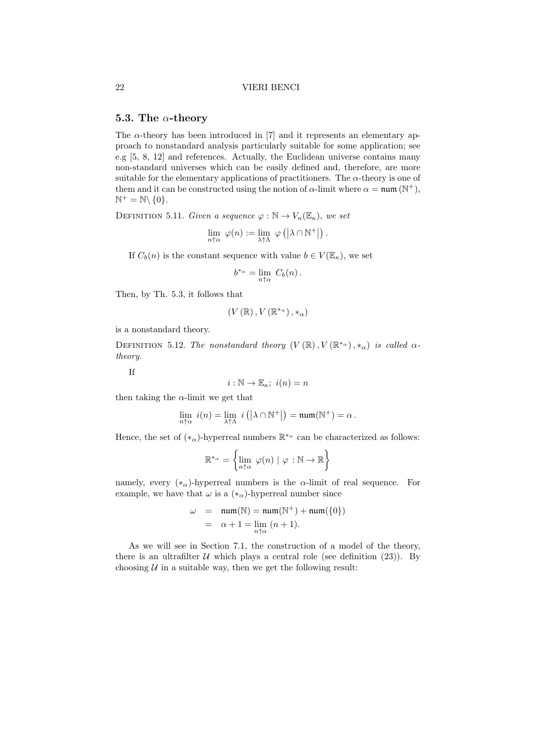### 5.3. The $\alpha$-theory

The $\alpha$-theory has been introduced in [7] and it represents an elementary approach to nonstandard analysis particularly suitable for some application; see e.g [5, 8, 12] and references. Actually, the Euclidean universe contains many non-standard universes which can be easily defined and, therefore, are more suitable for the elementary applications of practitioners. The $\alpha$-theory is one of them and it can be constructed using the notion of $\alpha$-limit where $\alpha = \mathfrak{num}(\mathbb{N}^+)$, $\mathbb{N}^+ = \mathbb{N} \backslash \{0\}$.

Definition 5.11. *Given a sequence* $\varphi : \mathbb{N} \to V_n(\mathbb{E}_\kappa)$, *we set*

$$\lim_{n\uparrow\alpha} \varphi(n) := \lim_{\lambda\uparrow\Lambda} \varphi\left(\left|\lambda \cap \mathbb{N}^+\right|\right).$$

If $C_b(n)$ is the constant sequence with value $b \in V(\mathbb{E}_\kappa)$, we set

$$b^{*_\alpha} = \lim_{n\uparrow\alpha} C_b(n).$$

Then, by Th. 5.3, it follows that

$$\left(V\left(\mathbb{R}\right), V\left(\mathbb{R}^{*_\alpha}\right), *_\alpha\right)$$

is a nonstandard theory.

Definition 5.12. *The nonstandard theory* $\left(V\left(\mathbb{R}\right), V\left(\mathbb{R}^{*_\alpha}\right), *_\alpha\right)$ *is called* $\alpha$-*theory.*

If

$$i : \mathbb{N} \to \mathbb{E}_\kappa;\ i(n) = n$$

then taking the $\alpha$-limit we get that

$$\lim_{n\uparrow\alpha} i(n) = \lim_{\lambda\uparrow\Lambda} i\left(\left|\lambda \cap \mathbb{N}^+\right|\right) = \mathfrak{num}(\mathbb{N}^+) = \alpha.$$

Hence, the set of $(*_\alpha)$-hyperreal numbers $\mathbb{R}^{*_\alpha}$ can be characterized as follows:

$$\mathbb{R}^{*_\alpha} = \left\{\lim_{n\uparrow\alpha} \varphi(n) \mid \varphi : \mathbb{N} \to \mathbb{R}\right\}$$

namely, every $(*_\alpha)$-hyperreal numbers is the $\alpha$-limit of real sequence. For example, we have that $\omega$ is a $(*_\alpha)$-hyperreal number since

$$\begin{aligned}
\omega &= \mathfrak{num}(\mathbb{N}) = \mathfrak{num}(\mathbb{N}^+) + \mathfrak{num}(\{0\}) \\
&= \alpha + 1 = \lim_{n\uparrow\alpha} (n+1).
\end{aligned}$$

As we will see in Section 7.1, the construction of a model of the theory, there is an ultrafilter $\mathcal{U}$ which plays a central role (see definition (23)). By choosing $\mathcal{U}$ in a suitable way, then we get the following result: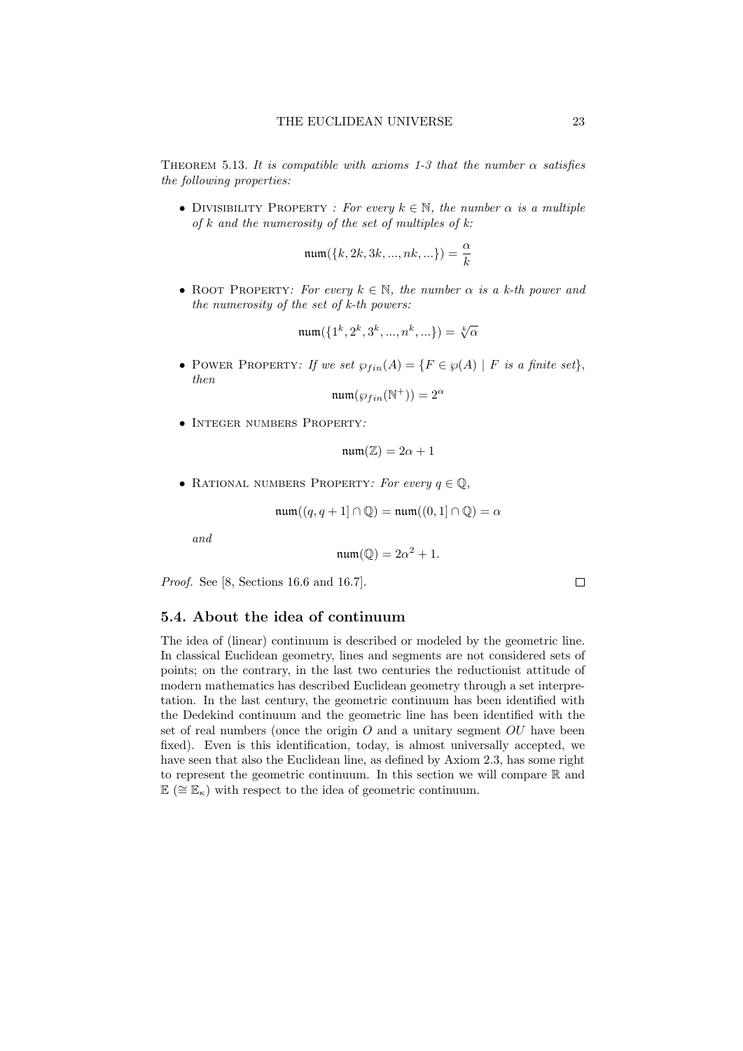Theorem 5.13. *It is compatible with axioms 1-3 that the number $\alpha$ satisfies the following properties:*

- Divisibility Property *: For every $k \in \mathbb{N}$, the number $\alpha$ is a multiple of $k$ and the numerosity of the set of multiples of $k$:*

$$\mathfrak{num}(\{k, 2k, 3k, ..., nk, ...\}) = \frac{\alpha}{k}$$

- Root Property*: For every $k \in \mathbb{N}$, the number $\alpha$ is a $k$-th power and the numerosity of the set of $k$-th powers:*

$$\mathfrak{num}(\{1^k, 2^k, 3^k, ..., n^k, ...\}) = \sqrt[k]{\alpha}$$

- Power Property*: If we set $\wp_{fin}(A) = \{F \in \wp(A) \mid F \text{ is a finite set}\}$, then*

$$\mathfrak{num}(\wp_{fin}(\mathbb{N}^+)) = 2^\alpha$$

- Integer numbers Property*:*

$$\mathfrak{num}(\mathbb{Z}) = 2\alpha + 1$$

- Rational numbers Property*: For every $q \in \mathbb{Q}$,*

$$\mathfrak{num}((q, q+1] \cap \mathbb{Q}) = \mathfrak{num}((0, 1] \cap \mathbb{Q}) = \alpha$$

  *and*

$$\mathfrak{num}(\mathbb{Q}) = 2\alpha^2 + 1.$$

*Proof.* See [8, Sections 16.6 and 16.7]. □

## 5.4. About the idea of continuum

The idea of (linear) continuum is described or modeled by the geometric line. In classical Euclidean geometry, lines and segments are not considered sets of points; on the contrary, in the last two centuries the reductionist attitude of modern mathematics has described Euclidean geometry through a set interpretation. In the last century, the geometric continuum has been identified with the Dedekind continuum and the geometric line has been identified with the set of real numbers (once the origin $O$ and a unitary segment $OU$ have been fixed). Even is this identification, today, is almost universally accepted, we have seen that also the Euclidean line, as defined by Axiom 2.3, has some right to represent the geometric continuum. In this section we will compare $\mathbb{R}$ and $\mathbb{E}$ ($\cong \mathbb{E}_\kappa$) with respect to the idea of geometric continuum.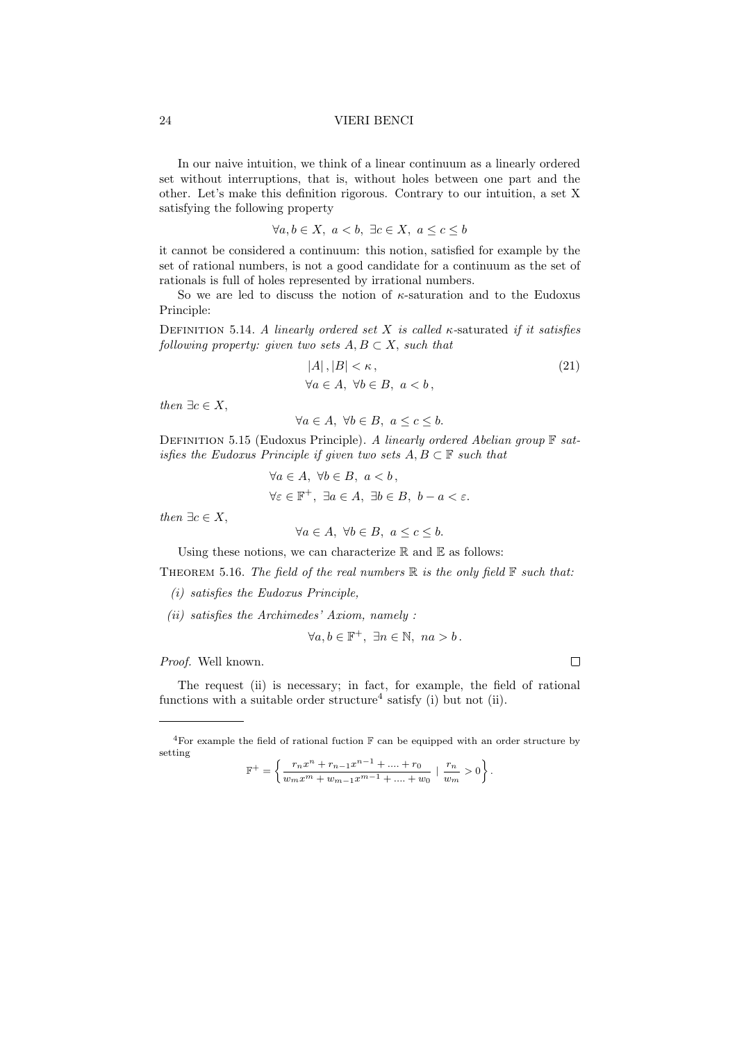In our naive intuition, we think of a linear continuum as a linearly ordered set without interruptions, that is, without holes between one part and the other. Let's make this definition rigorous. Contrary to our intuition, a set X satisfying the following property

$$\forall a, b \in X,\ a < b,\ \exists c \in X,\ a \leq c \leq b$$

it cannot be considered a continuum: this notion, satisfied for example by the set of rational numbers, is not a good candidate for a continuum as the set of rationals is full of holes represented by irrational numbers.

So we are led to discuss the notion of $\kappa$-saturation and to the Eudoxus Principle:

Definition 5.14. *A linearly ordered set $X$ is called* $\kappa$-saturated *if it satisfies following property: given two sets $A, B \subset X$, such that*

$$|A|, |B| < \kappa, \qquad (21)$$
$$\forall a \in A,\ \forall b \in B,\ a < b,$$

*then $\exists c \in X$,*

$$\forall a \in A,\ \forall b \in B,\ a \leq c \leq b.$$

Definition 5.15 (Eudoxus Principle). *A linearly ordered Abelian group $\mathbb{F}$ satisfies the Eudoxus Principle if given two sets $A, B \subset \mathbb{F}$ such that*

$$\forall a \in A,\ \forall b \in B,\ a < b,$$
$$\forall \varepsilon \in \mathbb{F}^+,\ \exists a \in A,\ \exists b \in B,\ b - a < \varepsilon.$$

*then $\exists c \in X$,*

$$\forall a \in A,\ \forall b \in B,\ a \leq c \leq b.$$

Using these notions, we can characterize $\mathbb{R}$ and $\mathbb{E}$ as follows:

Theorem 5.16. *The field of the real numbers $\mathbb{R}$ is the only field $\mathbb{F}$ such that:*

*(i) satisfies the Eudoxus Principle,*

*(ii) satisfies the Archimedes' Axiom, namely :*

$$\forall a, b \in \mathbb{F}^+,\ \exists n \in \mathbb{N},\ na > b.$$

*Proof.* Well known. □

The request (ii) is necessary; in fact, for example, the field of rational functions with a suitable order structure[4] satisfy (i) but not (ii).

---

[4] For example the field of rational fuction $\mathbb{F}$ can be equipped with an order structure by setting

$$\mathbb{F}^+ = \left\{ \frac{r_n x^n + r_{n-1} x^{n-1} + .... + r_0}{w_m x^m + w_{m-1} x^{m-1} + .... + w_0} \mid \frac{r_n}{w_m} > 0 \right\}.$$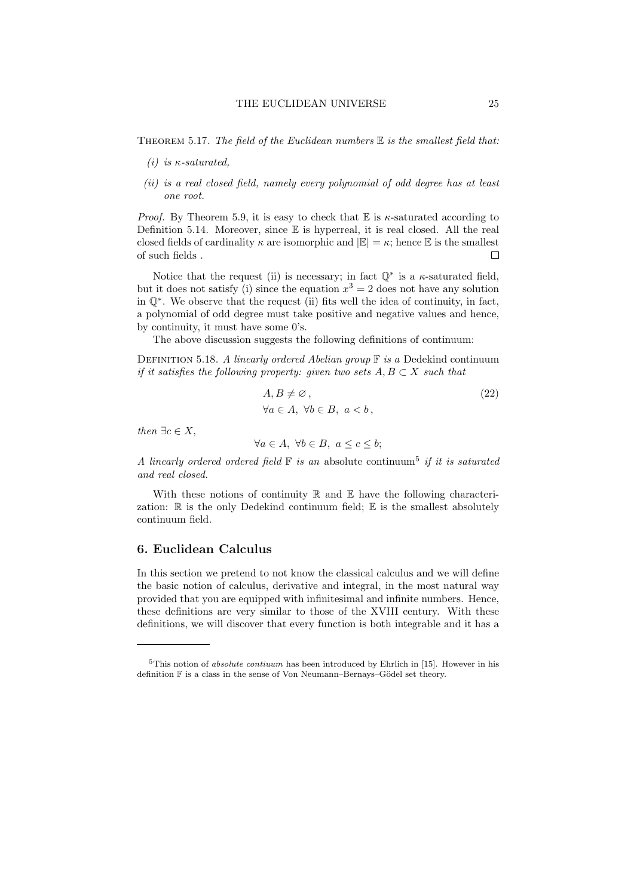Theorem 5.17. *The field of the Euclidean numbers $\mathbb{E}$ is the smallest field that:*

*(i) is $\kappa$-saturated,*

*(ii) is a real closed field, namely every polynomial of odd degree has at least one root.*

*Proof.* By Theorem 5.9, it is easy to check that $\mathbb{E}$ is $\kappa$-saturated according to Definition 5.14. Moreover, since $\mathbb{E}$ is hyperreal, it is real closed. All the real closed fields of cardinality $\kappa$ are isomorphic and $|\mathbb{E}| = \kappa$; hence $\mathbb{E}$ is the smallest of such fields . $\square$

Notice that the request (ii) is necessary; in fact $\mathbb{Q}^*$ is a $\kappa$-saturated field, but it does not satisfy (i) since the equation $x^3 = 2$ does not have any solution in $\mathbb{Q}^*$. We observe that the request (ii) fits well the idea of continuity, in fact, a polynomial of odd degree must take positive and negative values and hence, by continuity, it must have some 0's.

The above discussion suggests the following definitions of continuum:

Definition 5.18. *A linearly ordered Abelian group $\mathbb{F}$ is a* Dedekind continuum *if it satisfies the following property: given two sets $A, B \subset X$ such that*

$$
\begin{aligned}
&A, B \neq \varnothing\,, \\
&\forall a \in A,\ \forall b \in B,\ a < b\,,
\end{aligned}
\tag{22}
$$

*then $\exists c \in X$,*

$$\forall a \in A,\ \forall b \in B,\ a \leq c \leq b;$$

*A linearly ordered ordered field $\mathbb{F}$ is an* absolute continuum[5] *if it is saturated and real closed.*

With these notions of continuity $\mathbb{R}$ and $\mathbb{E}$ have the following characterization: $\mathbb{R}$ is the only Dedekind continuum field; $\mathbb{E}$ is the smallest absolutely continuum field.

## 6. Euclidean Calculus

In this section we pretend to not know the classical calculus and we will define the basic notion of calculus, derivative and integral, in the most natural way provided that you are equipped with infinitesimal and infinite numbers. Hence, these definitions are very similar to those of the XVIII century. With these definitions, we will discover that every function is both integrable and it has a

---

[5] This notion of *absolute contiuum* has been introduced by Ehrlich in [15]. However in his definition $\mathbb{F}$ is a class in the sense of Von Neumann–Bernays–Gödel set theory.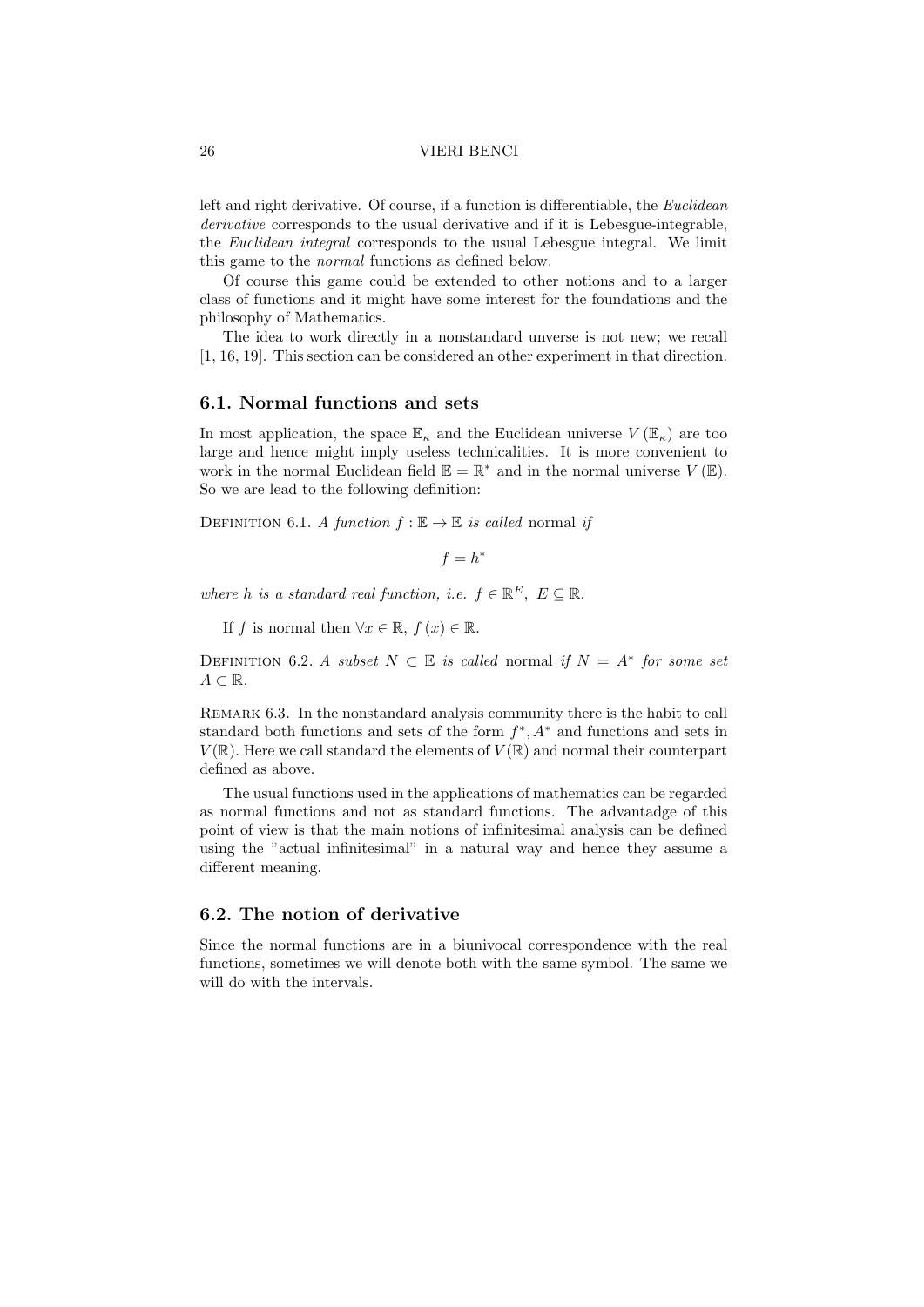left and right derivative. Of course, if a function is differentiable, the *Euclidean derivative* corresponds to the usual derivative and if it is Lebesgue-integrable, the *Euclidean integral* corresponds to the usual Lebesgue integral. We limit this game to the *normal* functions as defined below.

Of course this game could be extended to other notions and to a larger class of functions and it might have some interest for the foundations and the philosophy of Mathematics.

The idea to work directly in a nonstandard unverse is not new; we recall [1, 16, 19]. This section can be considered an other experiment in that direction.

## 6.1. Normal functions and sets

In most application, the space $\mathbb{E}_{\kappa}$ and the Euclidean universe $V(\mathbb{E}_{\kappa})$ are too large and hence might imply useless technicalities. It is more convenient to work in the normal Euclidean field $\mathbb{E} = \mathbb{R}^*$ and in the normal universe $V(\mathbb{E})$. So we are lead to the following definition:

Definition 6.1. *A function $f : \mathbb{E} \to \mathbb{E}$ is called* normal *if*

$$f = h^*$$

*where $h$ is a standard real function, i.e. $f \in \mathbb{R}^E$, $E \subseteq \mathbb{R}$.*

If $f$ is normal then $\forall x \in \mathbb{R}$, $f(x) \in \mathbb{R}$.

Definition 6.2. *A subset $N \subset \mathbb{E}$ is called* normal *if $N = A^*$ for some set $A \subset \mathbb{R}$.*

Remark 6.3. In the nonstandard analysis community there is the habit to call standard both functions and sets of the form $f^*, A^*$ and functions and sets in $V(\mathbb{R})$. Here we call standard the elements of $V(\mathbb{R})$ and normal their counterpart defined as above.

The usual functions used in the applications of mathematics can be regarded as normal functions and not as standard functions. The advantadge of this point of view is that the main notions of infinitesimal analysis can be defined using the "actual infinitesimal" in a natural way and hence they assume a different meaning.

## 6.2. The notion of derivative

Since the normal functions are in a biunivocal correspondence with the real functions, sometimes we will denote both with the same symbol. The same we will do with the intervals.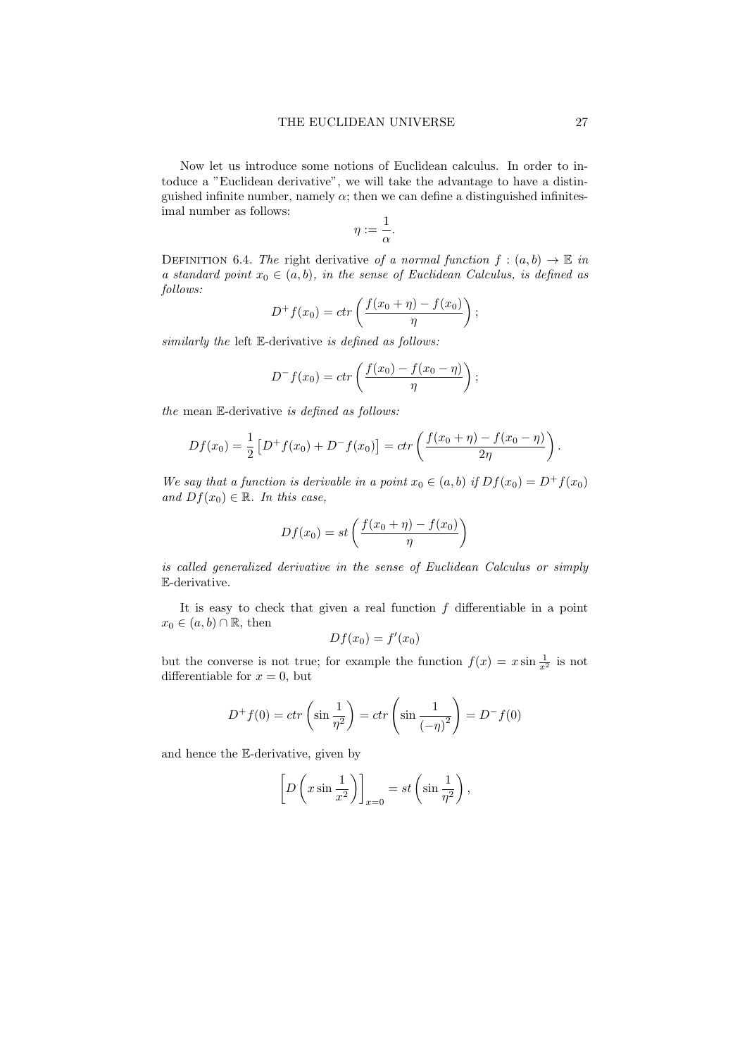Now let us introduce some notions of Euclidean calculus. In order to intoduce a "Euclidean derivative", we will take the advantage to have a distinguished infinite number, namely $\alpha$; then we can define a distinguished infinitesimal number as follows:

$$\eta := \frac{1}{\alpha}.$$

Definition 6.4. *The* right derivative *of a normal function* $f : (a, b) \to \mathbb{E}$ *in a standard point* $x_0 \in (a, b)$*, in the sense of Euclidean Calculus, is defined as follows:*

$$D^+ f(x_0) = ctr\left(\frac{f(x_0 + \eta) - f(x_0)}{\eta}\right);$$

*similarly the* left $\mathbb{E}$-derivative *is defined as follows:*

$$D^- f(x_0) = ctr\left(\frac{f(x_0) - f(x_0 - \eta)}{\eta}\right);$$

*the* mean $\mathbb{E}$-derivative *is defined as follows:*

$$Df(x_0) = \frac{1}{2}\left[D^+ f(x_0) + D^- f(x_0)\right] = ctr\left(\frac{f(x_0 + \eta) - f(x_0 - \eta)}{2\eta}\right).$$

*We say that a function is derivable in a point* $x_0 \in (a, b)$ *if* $Df(x_0) = D^+ f(x_0)$ *and* $Df(x_0) \in \mathbb{R}$*. In this case,*

$$Df(x_0) = st\left(\frac{f(x_0 + \eta) - f(x_0)}{\eta}\right)$$

*is called generalized derivative in the sense of Euclidean Calculus or simply* $\mathbb{E}$*-derivative.*

It is easy to check that given a real function $f$ differentiable in a point $x_0 \in (a, b) \cap \mathbb{R}$, then

$$Df(x_0) = f'(x_0)$$

but the converse is not true; for example the function $f(x) = x \sin \frac{1}{x^2}$ is not differentiable for $x = 0$, but

$$D^+ f(0) = ctr\left(\sin \frac{1}{\eta^2}\right) = ctr\left(\sin \frac{1}{(-\eta)^2}\right) = D^- f(0)$$

and hence the $\mathbb{E}$-derivative, given by

$$\left[D\left(x \sin \frac{1}{x^2}\right)\right]_{x=0} = st\left(\sin \frac{1}{\eta^2}\right),$$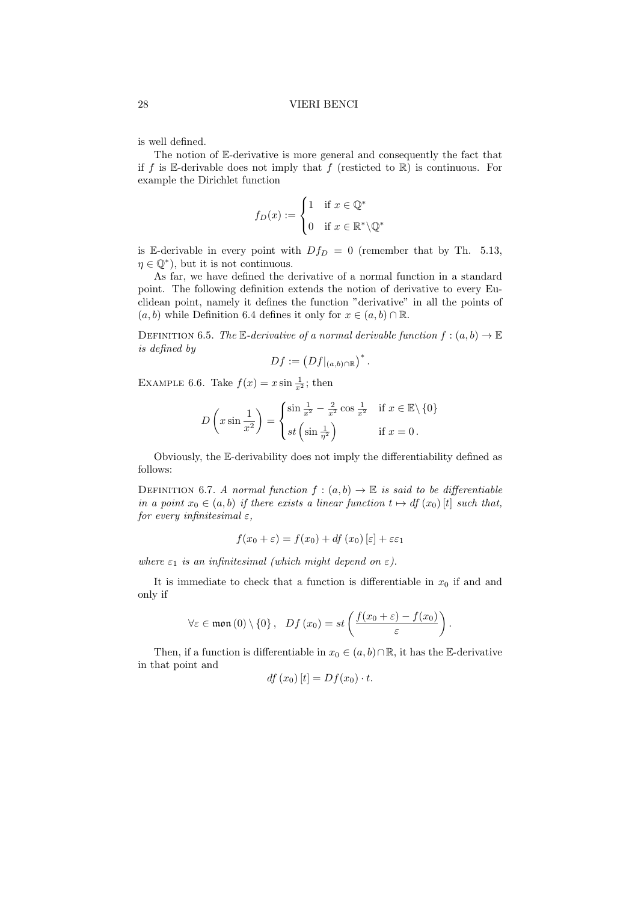is well defined.

The notion of $\mathbb{E}$-derivative is more general and consequently the fact that if $f$ is $\mathbb{E}$-derivable does not imply that $f$ (resticted to $\mathbb{R}$) is continuous. For example the Dirichlet function

$$f_D(x) := \begin{cases} 1 & \text{if } x \in \mathbb{Q}^* \\ 0 & \text{if } x \in \mathbb{R}^* \backslash \mathbb{Q}^* \end{cases}$$

is $\mathbb{E}$-derivable in every point with $Df_D = 0$ (remember that by Th. 5.13, $\eta \in \mathbb{Q}^*$), but it is not continuous.

As far, we have defined the derivative of a normal function in a standard point. The following definition extends the notion of derivative to every Euclidean point, namely it defines the function "derivative" in all the points of $(a, b)$ while Definition 6.4 defines it only for $x \in (a, b) \cap \mathbb{R}$.

Definition 6.5. *The $\mathbb{E}$-derivative of a normal derivable function $f : (a, b) \to \mathbb{E}$ is defined by*

$$Df := \left(Df|_{(a,b)\cap\mathbb{R}}\right)^* .$$

Example 6.6. Take $f(x) = x \sin \frac{1}{x^2}$; then

$$D\left(x \sin \frac{1}{x^2}\right) = \begin{cases} \sin \frac{1}{x^2} - \frac{2}{x^2} \cos \frac{1}{x^2} & \text{if } x \in \mathbb{E} \backslash \{0\} \\ st\left(\sin \frac{1}{\eta^2}\right) & \text{if } x = 0 \,. \end{cases}$$

Obviously, the $\mathbb{E}$-derivability does not imply the differentiability defined as follows:

Definition 6.7. *A normal function $f : (a, b) \to \mathbb{E}$ is said to be differentiable in a point $x_0 \in (a, b)$ if there exists a linear function $t \mapsto df\,(x_0)\,[t]$ such that, for every infinitesimal $\varepsilon$,*

$$f(x_0 + \varepsilon) = f(x_0) + df\,(x_0)\,[\varepsilon] + \varepsilon\varepsilon_1$$

*where $\varepsilon_1$ is an infinitesimal (which might depend on $\varepsilon$).*

It is immediate to check that a function is differentiable in $x_0$ if and and only if

$$\forall \varepsilon \in \mathfrak{mon}\,(0) \setminus \{0\}\,, \quad Df\,(x_0) = st\left(\frac{f(x_0 + \varepsilon) - f(x_0)}{\varepsilon}\right).$$

Then, if a function is differentiable in $x_0 \in (a, b) \cap \mathbb{R}$, it has the $\mathbb{E}$-derivative in that point and

$$df\,(x_0)\,[t] = Df(x_0) \cdot t.$$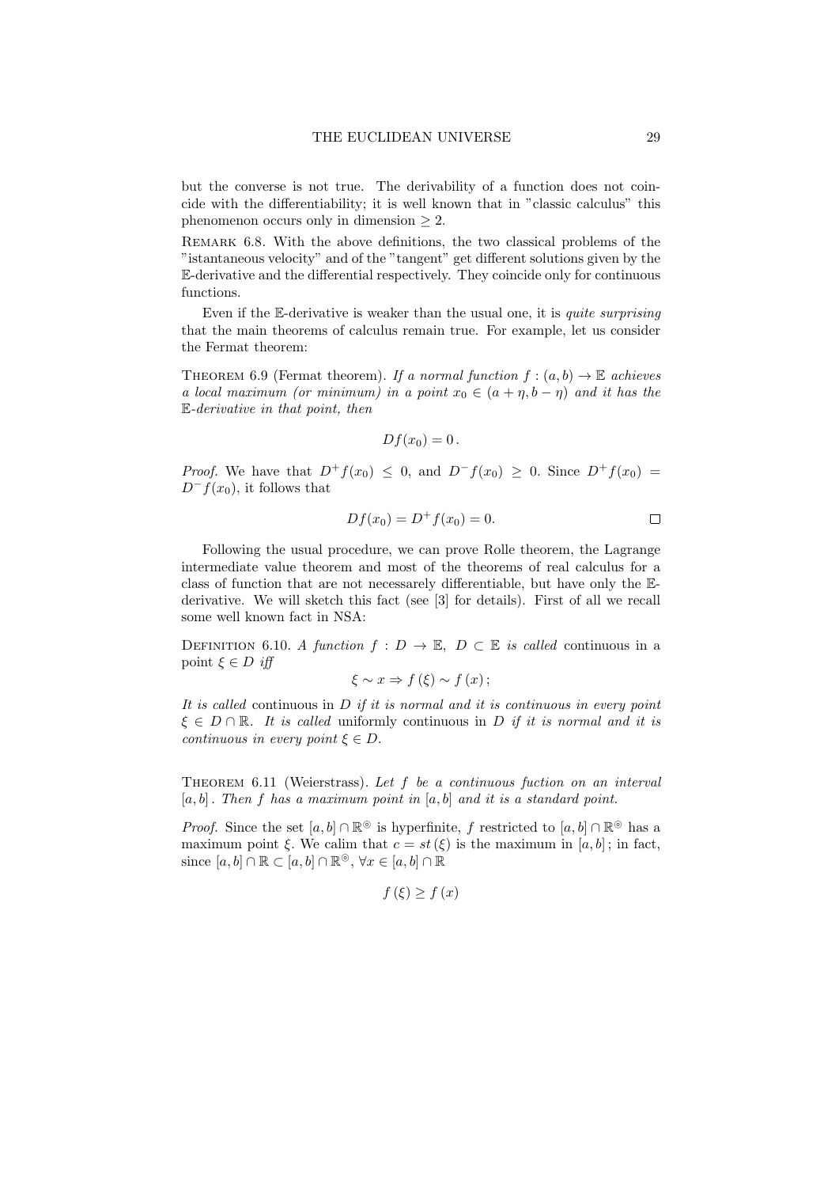but the converse is not true. The derivability of a function does not coincide with the differentiability; it is well known that in "classic calculus" this phenomenon occurs only in dimension $\geq 2$.

Remark 6.8. With the above definitions, the two classical problems of the "istantaneous velocity" and of the "tangent" get different solutions given by the $\mathbb{E}$-derivative and the differential respectively. They coincide only for continuous functions.

Even if the $\mathbb{E}$-derivative is weaker than the usual one, it is *quite surprising* that the main theorems of calculus remain true. For example, let us consider the Fermat theorem:

Theorem 6.9 (Fermat theorem). *If a normal function $f : (a, b) \to \mathbb{E}$ achieves a local maximum (or minimum) in a point $x_0 \in (a + \eta, b - \eta)$ and it has the $\mathbb{E}$-derivative in that point, then*

$$Df(x_0) = 0\,.$$

*Proof.* We have that $D^+f(x_0) \leq 0$, and $D^-f(x_0) \geq 0$. Since $D^+f(x_0) = D^-f(x_0)$, it follows that

$$Df(x_0) = D^+f(x_0) = 0.$$

□

Following the usual procedure, we can prove Rolle theorem, the Lagrange intermediate value theorem and most of the theorems of real calculus for a class of function that are not necessarely differentiable, but have only the $\mathbb{E}$-derivative. We will sketch this fact (see [3] for details). First of all we recall some well known fact in NSA:

Definition 6.10. *A function $f : D \to \mathbb{E}$, $D \subset \mathbb{E}$ is called* continuous in a point $\xi \in D$ *iff*

$$\xi \sim x \Rightarrow f(\xi) \sim f(x)\,;$$

*It is called* continuous in $D$ *if it is normal and it is continuous in every point $\xi \in D \cap \mathbb{R}$. It is called* uniformly continuous in $D$ *if it is normal and it is continuous in every point $\xi \in D$.*

Theorem 6.11 (Weierstrass). *Let $f$ be a continuous fuction on an interval $[a, b]$. Then $f$ has a maximum point in $[a, b]$ and it is a standard point.*

*Proof.* Since the set $[a, b] \cap \mathbb{R}^{\circledcirc}$ is hyperfinite, $f$ restricted to $[a, b] \cap \mathbb{R}^{\circledcirc}$ has a maximum point $\xi$. We calim that $c = st(\xi)$ is the maximum in $[a, b]$; in fact, since $[a, b] \cap \mathbb{R} \subset [a, b] \cap \mathbb{R}^{\circledcirc}$, $\forall x \in [a, b] \cap \mathbb{R}$

$$f(\xi) \geq f(x)$$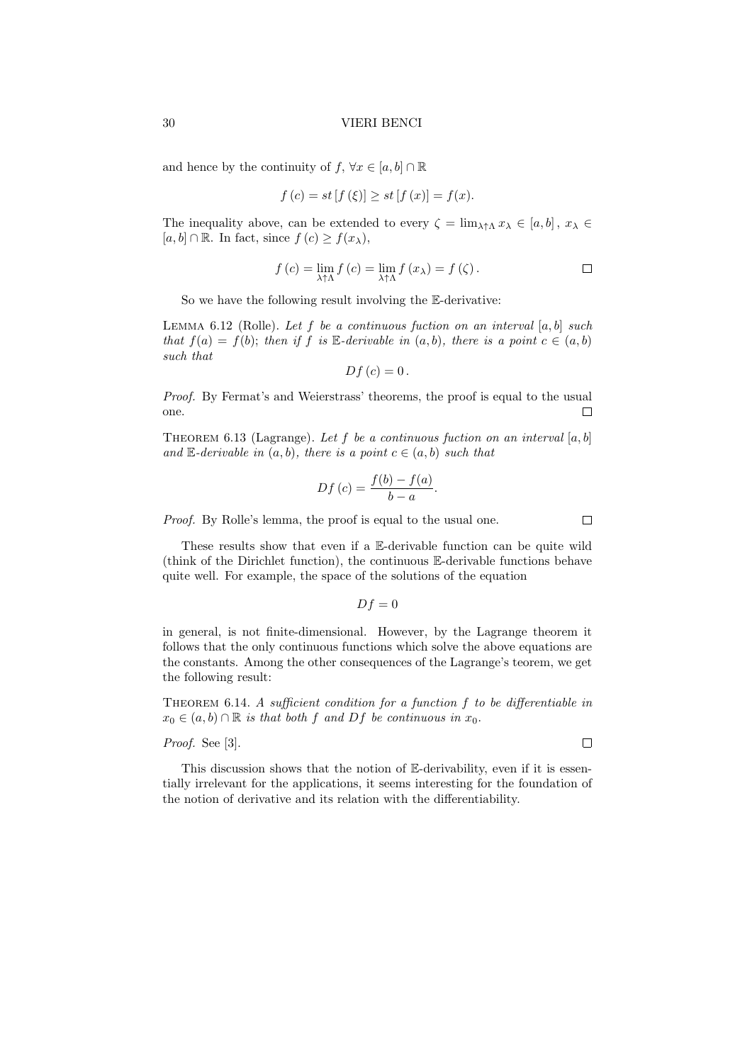and hence by the continuity of $f$, $\forall x \in [a,b] \cap \mathbb{R}$

$$f(c) = st[f(\xi)] \geq st[f(x)] = f(x).$$

The inequality above, can be extended to every $\zeta = \lim_{\lambda\uparrow\Lambda} x_\lambda \in [a,b]$, $x_\lambda \in [a,b] \cap \mathbb{R}$. In fact, since $f(c) \geq f(x_\lambda)$,

$$f(c) = \lim_{\lambda\uparrow\Lambda} f(c) = \lim_{\lambda\uparrow\Lambda} f(x_\lambda) = f(\zeta).$$

□

So we have the following result involving the $\mathbb{E}$-derivative:

LEMMA 6.12 (Rolle). *Let $f$ be a continuous fuction on an interval $[a,b]$ such that $f(a) = f(b)$; then if $f$ is $\mathbb{E}$-derivable in $(a,b)$, there is a point $c \in (a,b)$ such that*

$$Df(c) = 0.$$

*Proof.* By Fermat's and Weierstrass' theorems, the proof is equal to the usual one. □

THEOREM 6.13 (Lagrange). *Let $f$ be a continuous fuction on an interval $[a,b]$ and $\mathbb{E}$-derivable in $(a,b)$, there is a point $c \in (a,b)$ such that*

$$Df(c) = \frac{f(b) - f(a)}{b - a}.$$

*Proof.* By Rolle's lemma, the proof is equal to the usual one. □

These results show that even if a $\mathbb{E}$-derivable function can be quite wild (think of the Dirichlet function), the continuous $\mathbb{E}$-derivable functions behave quite well. For example, the space of the solutions of the equation

$$Df = 0$$

in general, is not finite-dimensional. However, by the Lagrange theorem it follows that the only continuous functions which solve the above equations are the constants. Among the other consequences of the Lagrange's teorem, we get the following result:

THEOREM 6.14. *A sufficient condition for a function $f$ to be differentiable in $x_0 \in (a,b) \cap \mathbb{R}$ is that both $f$ and $Df$ be continuous in $x_0$.*

*Proof.* See [3]. □

This discussion shows that the notion of $\mathbb{E}$-derivability, even if it is essentially irrelevant for the applications, it seems interesting for the foundation of the notion of derivative and its relation with the differentiability.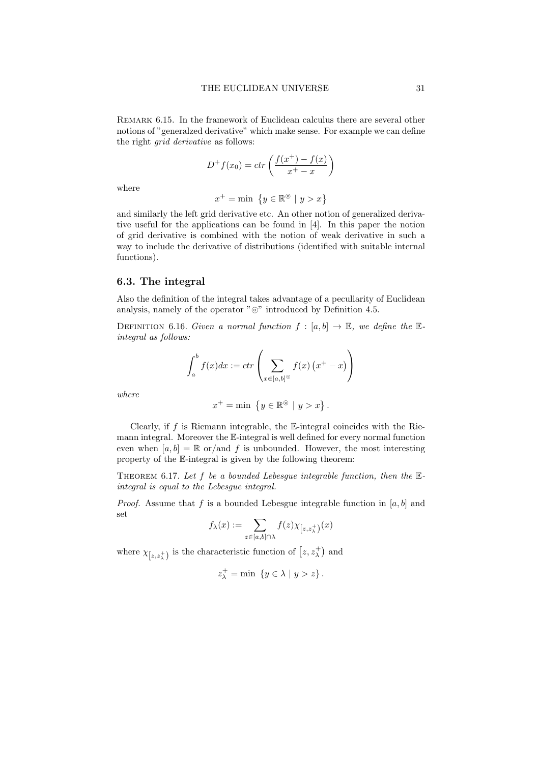Remark 6.15. In the framework of Euclidean calculus there are several other notions of "generalzed derivative" which make sense. For example we can define the right *grid derivative* as follows:

$$D^{+}f(x_0) = ctr\left(\frac{f(x^{+}) - f(x)}{x^{+} - x}\right)$$

where

$$x^{+} = \min\left\{y \in \mathbb{R}^{\circledcirc} \mid y > x\right\}$$

and similarly the left grid derivative etc. An other notion of generalized derivative useful for the applications can be found in [4]. In this paper the notion of grid derivative is combined with the notion of weak derivative in such a way to include the derivative of distributions (identified with suitable internal functions).

## 6.3. The integral

Also the definition of the integral takes advantage of a peculiarity of Euclidean analysis, namely of the operator "$\circledcirc$" introduced by Definition 4.5.

Definition 6.16. *Given a normal function $f : [a, b] \to \mathbb{E}$, we define the $\mathbb{E}$-integral as follows:*

$$\int_a^b f(x)dx := ctr\left(\sum_{x\in[a,b]^{\circledcirc}} f(x)\left(x^{+} - x\right)\right)$$

*where*

$$x^{+} = \min\left\{y \in \mathbb{R}^{\circledcirc} \mid y > x\right\}.$$

Clearly, if $f$ is Riemann integrable, the $\mathbb{E}$-integral coincides with the Riemann integral. Moreover the $\mathbb{E}$-integral is well defined for every normal function even when $[a, b] = \mathbb{R}$ or/and $f$ is unbounded. However, the most interesting property of the $\mathbb{E}$-integral is given by the following theorem:

Theorem 6.17. *Let $f$ be a bounded Lebesgue integrable function, then the $\mathbb{E}$-integral is equal to the Lebesgue integral.*

*Proof.* Assume that $f$ is a bounded Lebesgue integrable function in $[a, b]$ and set

$$f_\lambda(x) := \sum_{z\in[a,b]\cap\lambda} f(z)\chi_{\left[z,z_\lambda^{+}\right)}(x)$$

where $\chi_{\left[z,z_\lambda^{+}\right)}$ is the characteristic function of $\left[z, z_\lambda^{+}\right)$ and

$$z_\lambda^{+} = \min\left\{y \in \lambda \mid y > z\right\}.$$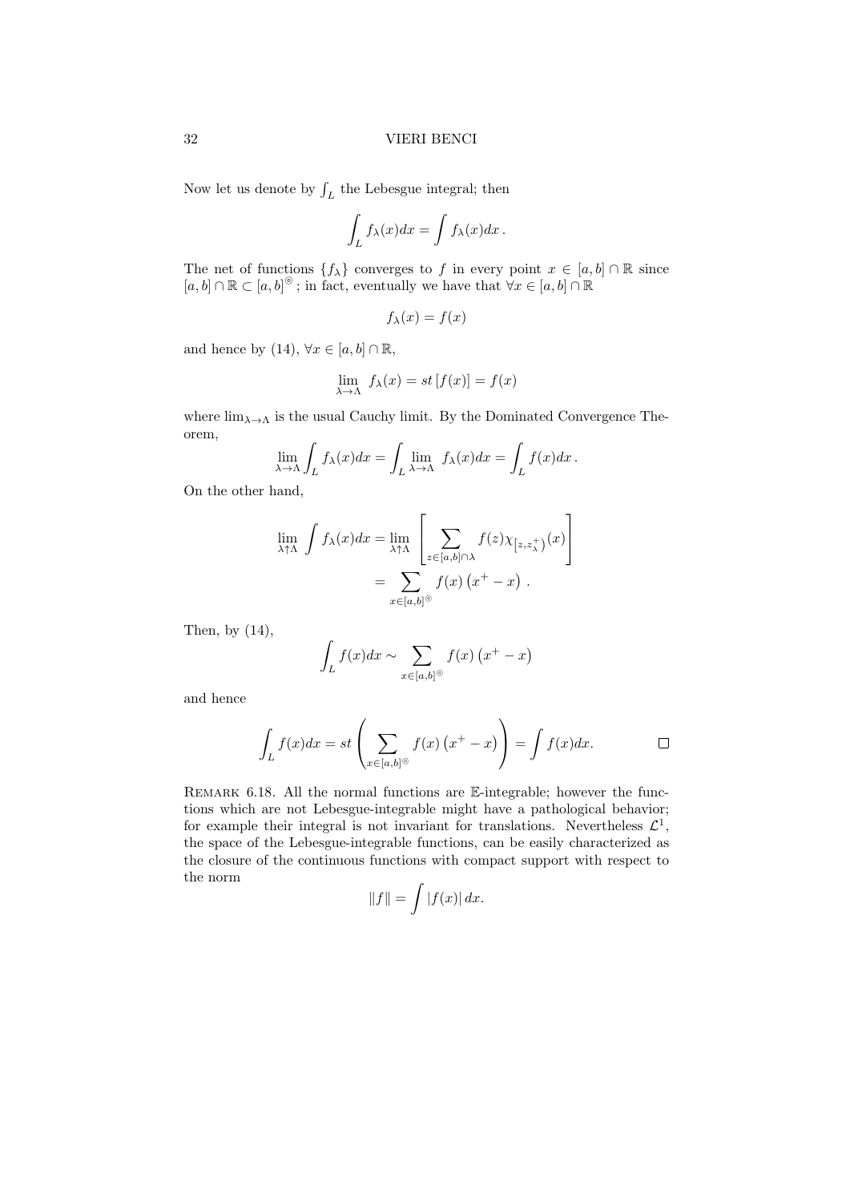Now let us denote by $\int_L$ the Lebesgue integral; then

$$\int_L f_\lambda(x)dx = \int f_\lambda(x)dx\,.$$

The net of functions $\{f_\lambda\}$ converges to $f$ in every point $x \in [a,b] \cap \mathbb{R}$ since $[a,b] \cap \mathbb{R} \subset [a,b]^{\circledcirc}$; in fact, eventually we have that $\forall x \in [a,b] \cap \mathbb{R}$

$$f_\lambda(x) = f(x)$$

and hence by (14), $\forall x \in [a,b] \cap \mathbb{R}$,

$$\lim_{\lambda \to \Lambda} f_\lambda(x) = st\left[f(x)\right] = f(x)$$

where $\lim_{\lambda \to \Lambda}$ is the usual Cauchy limit. By the Dominated Convergence Theorem,

$$\lim_{\lambda \to \Lambda} \int_L f_\lambda(x)dx = \int_L \lim_{\lambda \to \Lambda} f_\lambda(x)dx = \int_L f(x)dx\,.$$

On the other hand,

$$\begin{aligned}\lim_{\lambda \uparrow \Lambda} \int f_\lambda(x)dx &= \lim_{\lambda \uparrow \Lambda} \left[\sum_{z \in [a,b] \cap \lambda} f(z)\chi_{\left[z,z_\lambda^+\right)}(x)\right] \\ &= \sum_{x \in [a,b]^{\circledcirc}} f(x)\left(x^+ - x\right)\,.\end{aligned}$$

Then, by (14),

$$\int_L f(x)dx \sim \sum_{x \in [a,b]^{\circledcirc}} f(x)\left(x^+ - x\right)$$

and hence

$$\int_L f(x)dx = st\left(\sum_{x \in [a,b]^{\circledcirc}} f(x)\left(x^+ - x\right)\right) = \int f(x)dx. \qquad \square$$

Remark 6.18. All the normal functions are $\mathbb{E}$-integrable; however the functions which are not Lebesgue-integrable might have a pathological behavior; for example their integral is not invariant for translations. Nevertheless $\mathcal{L}^1$, the space of the Lebesgue-integrable functions, can be easily characterized as the closure of the continuous functions with compact support with respect to the norm

$$\|f\| = \int |f(x)|\,dx.$$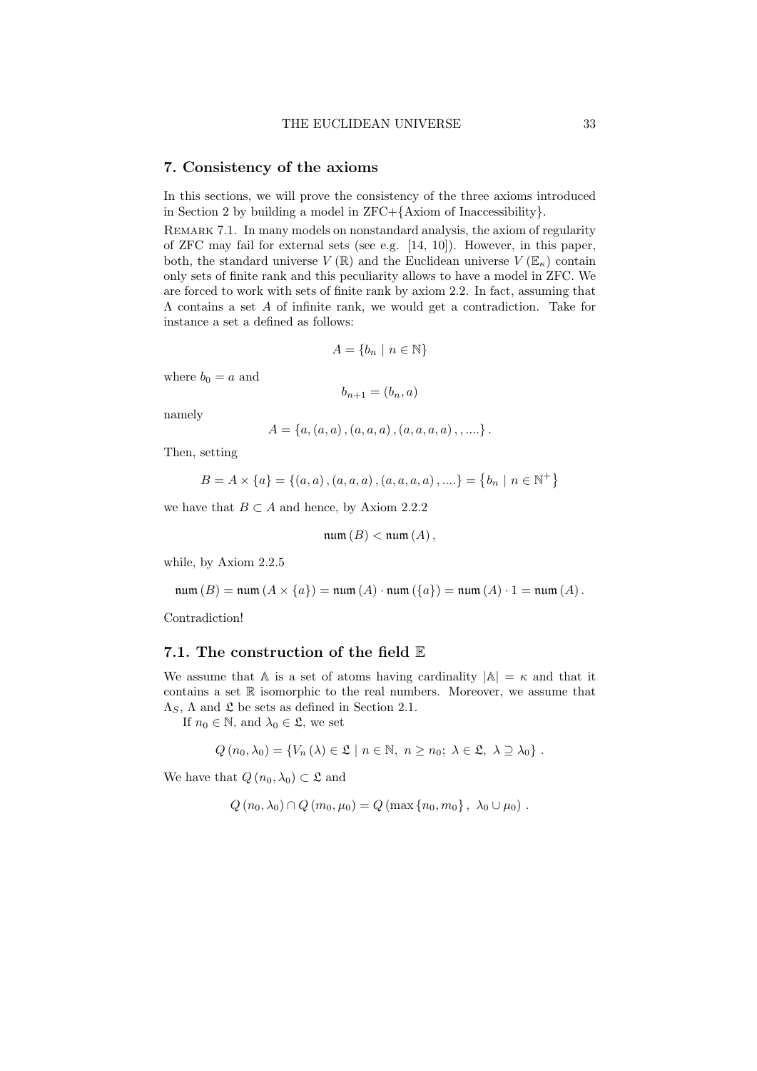## 7. Consistency of the axioms

In this sections, we will prove the consistency of the three axioms introduced in Section 2 by building a model in ZFC+{Axiom of Inaccessibility}.

Remark 7.1. In many models on nonstandard analysis, the axiom of regularity of ZFC may fail for external sets (see e.g. [14, 10]). However, in this paper, both, the standard universe $V(\mathbb{R})$ and the Euclidean universe $V(\mathbb{E}_\kappa)$ contain only sets of finite rank and this peculiarity allows to have a model in ZFC. We are forced to work with sets of finite rank by axiom 2.2. In fact, assuming that $\Lambda$ contains a set $A$ of infinite rank, we would get a contradiction. Take for instance a set a defined as follows:

$$A = \{b_n \mid n \in \mathbb{N}\}$$

where $b_0 = a$ and

$$b_{n+1} = (b_n, a)$$

namely

$$A = \{a, (a, a), (a, a, a), (a, a, a, a), , ....\}.$$

Then, setting

$$B = A \times \{a\} = \{(a, a), (a, a, a), (a, a, a, a), ....\} = \left\{b_n \mid n \in \mathbb{N}^+\right\}$$

we have that $B \subset A$ and hence, by Axiom 2.2.2

$$\mathfrak{num}(B) < \mathfrak{num}(A),$$

while, by Axiom 2.2.5

$$\mathfrak{num}(B) = \mathfrak{num}(A \times \{a\}) = \mathfrak{num}(A) \cdot \mathfrak{num}(\{a\}) = \mathfrak{num}(A) \cdot 1 = \mathfrak{num}(A).$$

Contradiction!

### 7.1. The construction of the field $\mathbb{E}$

We assume that $\mathbb{A}$ is a set of atoms having cardinality $|\mathbb{A}| = \kappa$ and that it contains a set $\mathbb{R}$ isomorphic to the real numbers. Moreover, we assume that $\Lambda_S$, $\Lambda$ and $\mathfrak{L}$ be sets as defined in Section 2.1.

If $n_0 \in \mathbb{N}$, and $\lambda_0 \in \mathfrak{L}$, we set

$$Q(n_0, \lambda_0) = \{V_n(\lambda) \in \mathfrak{L} \mid n \in \mathbb{N},\ n \geq n_0;\ \lambda \in \mathfrak{L},\ \lambda \supseteq \lambda_0\}.$$

We have that $Q(n_0, \lambda_0) \subset \mathfrak{L}$ and

$$Q(n_0, \lambda_0) \cap Q(m_0, \mu_0) = Q(\max\{n_0, m_0\},\ \lambda_0 \cup \mu_0).$$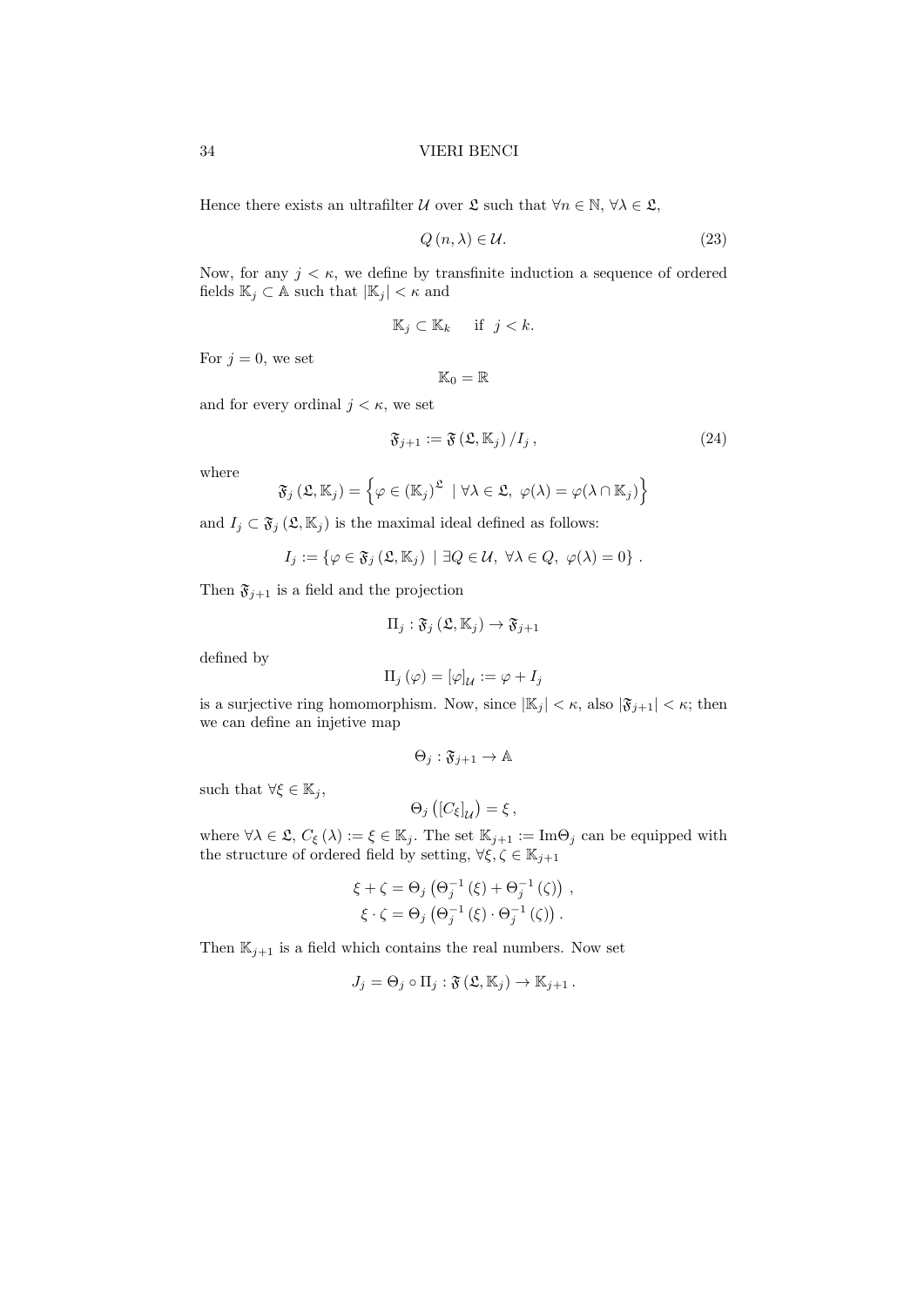Hence there exists an ultrafilter $\mathcal{U}$ over $\mathfrak{L}$ such that $\forall n \in \mathbb{N}$, $\forall \lambda \in \mathfrak{L}$,

$$Q(n, \lambda) \in \mathcal{U}. \tag{23}$$

Now, for any $j < \kappa$, we define by transfinite induction a sequence of ordered fields $\mathbb{K}_j \subset \mathbb{A}$ such that $|\mathbb{K}_j| < \kappa$ and

$$\mathbb{K}_j \subset \mathbb{K}_k \quad \text{ if } \; j < k.$$

For $j = 0$, we set

$$\mathbb{K}_0 = \mathbb{R}$$

and for every ordinal $j < \kappa$, we set

$$\mathfrak{F}_{j+1} := \mathfrak{F}(\mathfrak{L}, \mathbb{K}_j) / I_j \,, \tag{24}$$

where

$$\mathfrak{F}_j(\mathfrak{L}, \mathbb{K}_j) = \left\{ \varphi \in (\mathbb{K}_j)^{\mathfrak{L}} \;\mid \forall \lambda \in \mathfrak{L}, \; \varphi(\lambda) = \varphi(\lambda \cap \mathbb{K}_j) \right\}$$

and $I_j \subset \mathfrak{F}_j(\mathfrak{L}, \mathbb{K}_j)$ is the maximal ideal defined as follows:

$$I_j := \{ \varphi \in \mathfrak{F}_j(\mathfrak{L}, \mathbb{K}_j) \; \mid \exists Q \in \mathcal{U}, \; \forall \lambda \in Q, \; \varphi(\lambda) = 0 \} \,.$$

Then $\mathfrak{F}_{j+1}$ is a field and the projection

$$\Pi_j : \mathfrak{F}_j(\mathfrak{L}, \mathbb{K}_j) \to \mathfrak{F}_{j+1}$$

defined by

$$\Pi_j(\varphi) = [\varphi]_{\mathcal{U}} := \varphi + I_j$$

is a surjective ring homomorphism. Now, since $|\mathbb{K}_j| < \kappa$, also $|\mathfrak{F}_{j+1}| < \kappa$; then we can define an injetive map

$$\Theta_j : \mathfrak{F}_{j+1} \to \mathbb{A}$$

such that $\forall \xi \in \mathbb{K}_j$,

$$\Theta_j \left( [C_\xi]_{\mathcal{U}} \right) = \xi \,,$$

where $\forall \lambda \in \mathfrak{L}$, $C_\xi(\lambda) := \xi \in \mathbb{K}_j$. The set $\mathbb{K}_{j+1} := \mathrm{Im}\Theta_j$ can be equipped with the structure of ordered field by setting, $\forall \xi, \zeta \in \mathbb{K}_{j+1}$

$$\xi + \zeta = \Theta_j \left( \Theta_j^{-1}(\xi) + \Theta_j^{-1}(\zeta) \right) \,,$$
$$\xi \cdot \zeta = \Theta_j \left( \Theta_j^{-1}(\xi) \cdot \Theta_j^{-1}(\zeta) \right) .$$

Then $\mathbb{K}_{j+1}$ is a field which contains the real numbers. Now set

$$J_j = \Theta_j \circ \Pi_j : \mathfrak{F}(\mathfrak{L}, \mathbb{K}_j) \to \mathbb{K}_{j+1} \,.$$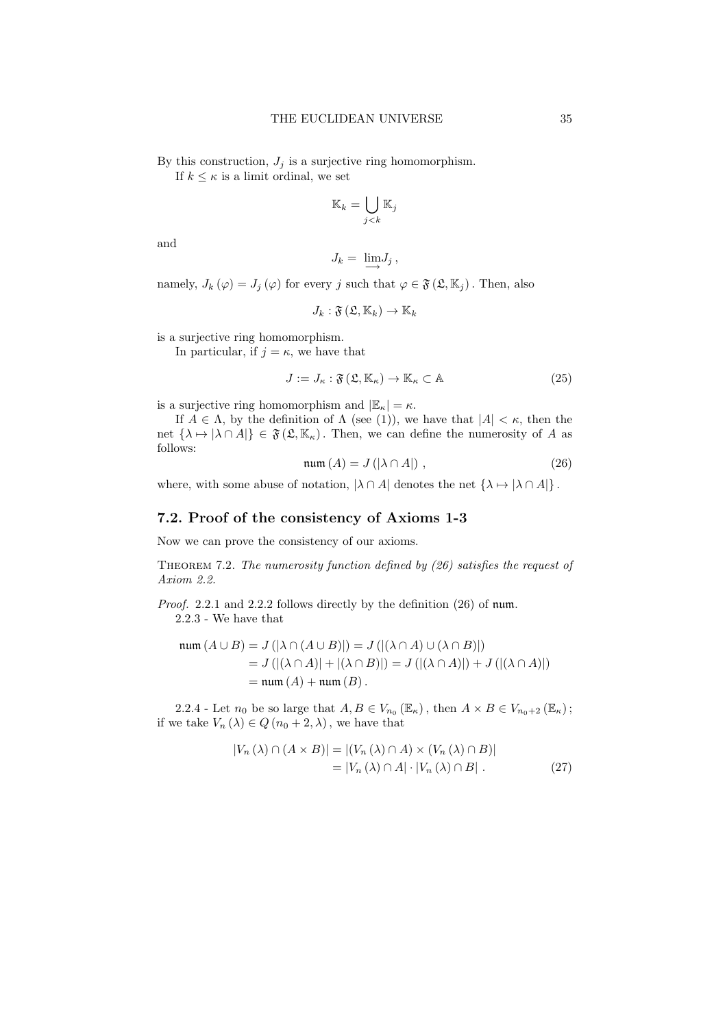By this construction, $J_j$ is a surjective ring homomorphism.

If $k \leq \kappa$ is a limit ordinal, we set

$$\mathbb{K}_k = \bigcup_{j<k} \mathbb{K}_j$$

and

$$J_k = \underrightarrow{\lim} J_j \, ,$$

namely, $J_k(\varphi) = J_j(\varphi)$ for every $j$ such that $\varphi \in \mathfrak{F}(\mathfrak{L}, \mathbb{K}_j)$. Then, also

$$J_k : \mathfrak{F}(\mathfrak{L}, \mathbb{K}_k) \to \mathbb{K}_k$$

is a surjective ring homomorphism.

In particular, if $j = \kappa$, we have that

$$J := J_\kappa : \mathfrak{F}(\mathfrak{L}, \mathbb{K}_\kappa) \to \mathbb{K}_\kappa \subset \mathbb{A} \tag{25}$$

is a surjective ring homomorphism and $|\mathbb{E}_\kappa| = \kappa$.

If $A \in \Lambda$, by the definition of $\Lambda$ (see (1)), we have that $|A| < \kappa$, then the net $\{\lambda \mapsto |\lambda \cap A|\} \in \mathfrak{F}(\mathfrak{L}, \mathbb{K}_\kappa)$. Then, we can define the numerosity of $A$ as follows:

$$\mathfrak{num}(A) = J(|\lambda \cap A|) \, , \tag{26}$$

where, with some abuse of notation, $|\lambda \cap A|$ denotes the net $\{\lambda \mapsto |\lambda \cap A|\}$.

## 7.2. Proof of the consistency of Axioms 1-3

Now we can prove the consistency of our axioms.

Theorem 7.2. *The numerosity function defined by (26) satisfies the request of Axiom 2.2.*

*Proof.* 2.2.1 and 2.2.2 follows directly by the definition (26) of $\mathfrak{num}$.

2.2.3 - We have that

$$\begin{aligned}
\mathfrak{num}(A \cup B) &= J(|\lambda \cap (A \cup B)|) = J(|(\lambda \cap A) \cup (\lambda \cap B)|) \\
&= J(|(\lambda \cap A)| + |(\lambda \cap B)|) = J(|(\lambda \cap A)|) + J(|(\lambda \cap A)|) \\
&= \mathfrak{num}(A) + \mathfrak{num}(B) \, .
\end{aligned}$$

2.2.4 - Let $n_0$ be so large that $A, B \in V_{n_0}(\mathbb{E}_\kappa)$, then $A \times B \in V_{n_0+2}(\mathbb{E}_\kappa)$; if we take $V_n(\lambda) \in Q(n_0 + 2, \lambda)$, we have that

$$\begin{aligned}
|V_n(\lambda) \cap (A \times B)| &= |(V_n(\lambda) \cap A) \times (V_n(\lambda) \cap B)| \\
&= |V_n(\lambda) \cap A| \cdot |V_n(\lambda) \cap B| \, .
\end{aligned} \tag{27}$$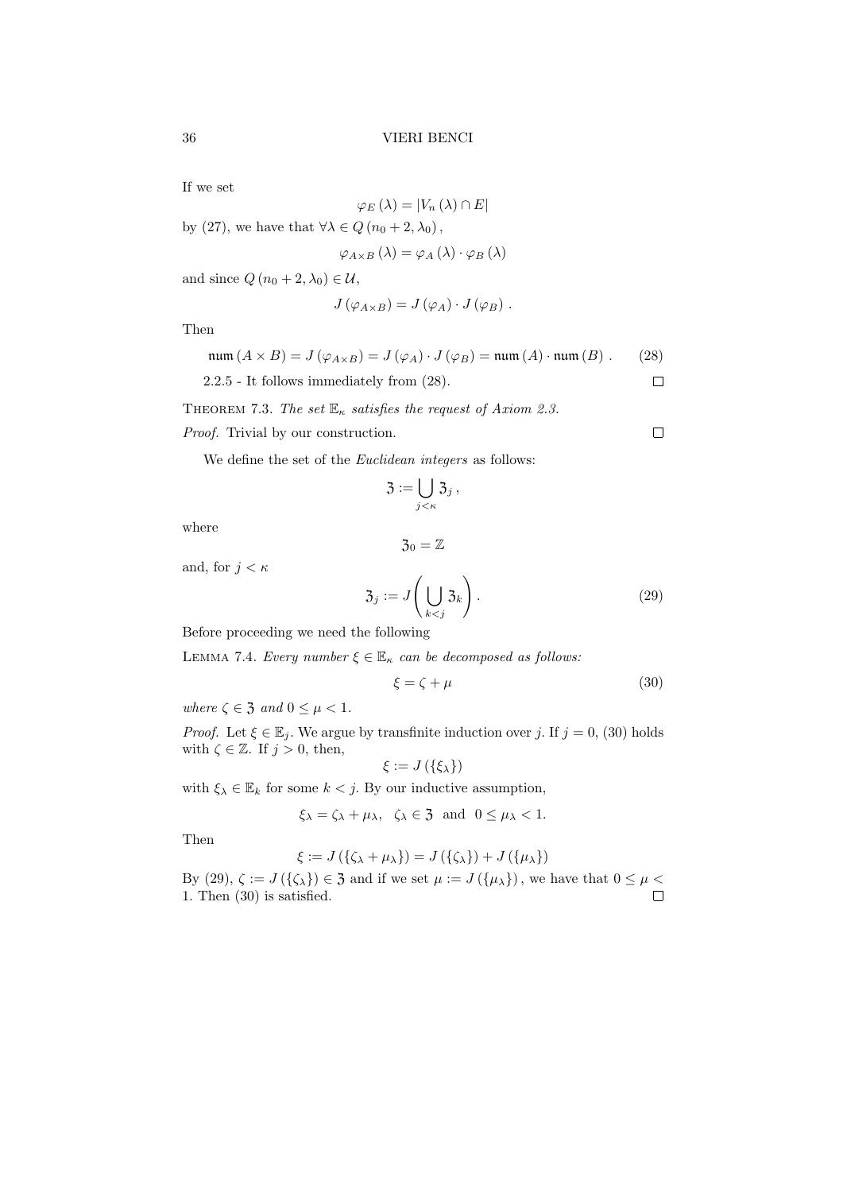If we set

$$\varphi_E(\lambda) = |V_n(\lambda) \cap E|$$

by (27), we have that $\forall \lambda \in Q(n_0 + 2, \lambda_0)$,

$$\varphi_{A \times B}(\lambda) = \varphi_A(\lambda) \cdot \varphi_B(\lambda)$$

and since $Q(n_0 + 2, \lambda_0) \in \mathcal{U}$,

$$J(\varphi_{A \times B}) = J(\varphi_A) \cdot J(\varphi_B) .$$

Then

$$\mathfrak{num}(A \times B) = J(\varphi_{A \times B}) = J(\varphi_A) \cdot J(\varphi_B) = \mathfrak{num}(A) \cdot \mathfrak{num}(B) . \tag{28}$$

2.2.5 - It follows immediately from (28). □

THEOREM 7.3. *The set $\mathbb{E}_\kappa$ satisfies the request of Axiom 2.3.*

*Proof.* Trivial by our construction. □

We define the set of the *Euclidean integers* as follows:

$$\mathfrak{Z} := \bigcup_{j<\kappa} \mathfrak{Z}_j ,$$

where

$$\mathfrak{Z}_0 = \mathbb{Z}$$

and, for $j < \kappa$

$$\mathfrak{Z}_j := J\left( \bigcup_{k<j} \mathfrak{Z}_k \right) . \tag{29}$$

Before proceeding we need the following

LEMMA 7.4. *Every number $\xi \in \mathbb{E}_\kappa$ can be decomposed as follows:*

$$\xi = \zeta + \mu \tag{30}$$

*where $\zeta \in \mathfrak{Z}$ and $0 \leq \mu < 1$.*

*Proof.* Let $\xi \in \mathbb{E}_j$. We argue by transfinite induction over $j$. If $j = 0$, (30) holds with $\zeta \in \mathbb{Z}$. If $j > 0$, then,

$$\xi := J(\{\xi_\lambda\})$$

with $\xi_\lambda \in \mathbb{E}_k$ for some $k < j$. By our inductive assumption,

$$\xi_\lambda = \zeta_\lambda + \mu_\lambda, \quad \zeta_\lambda \in \mathfrak{Z} \text{ and } 0 \leq \mu_\lambda < 1.$$

Then

$$\xi := J(\{\zeta_\lambda + \mu_\lambda\}) = J(\{\zeta_\lambda\}) + J(\{\mu_\lambda\})$$

By (29), $\zeta := J(\{\zeta_\lambda\}) \in \mathfrak{Z}$ and if we set $\mu := J(\{\mu_\lambda\})$, we have that $0 \leq \mu < 1$. Then (30) is satisfied. □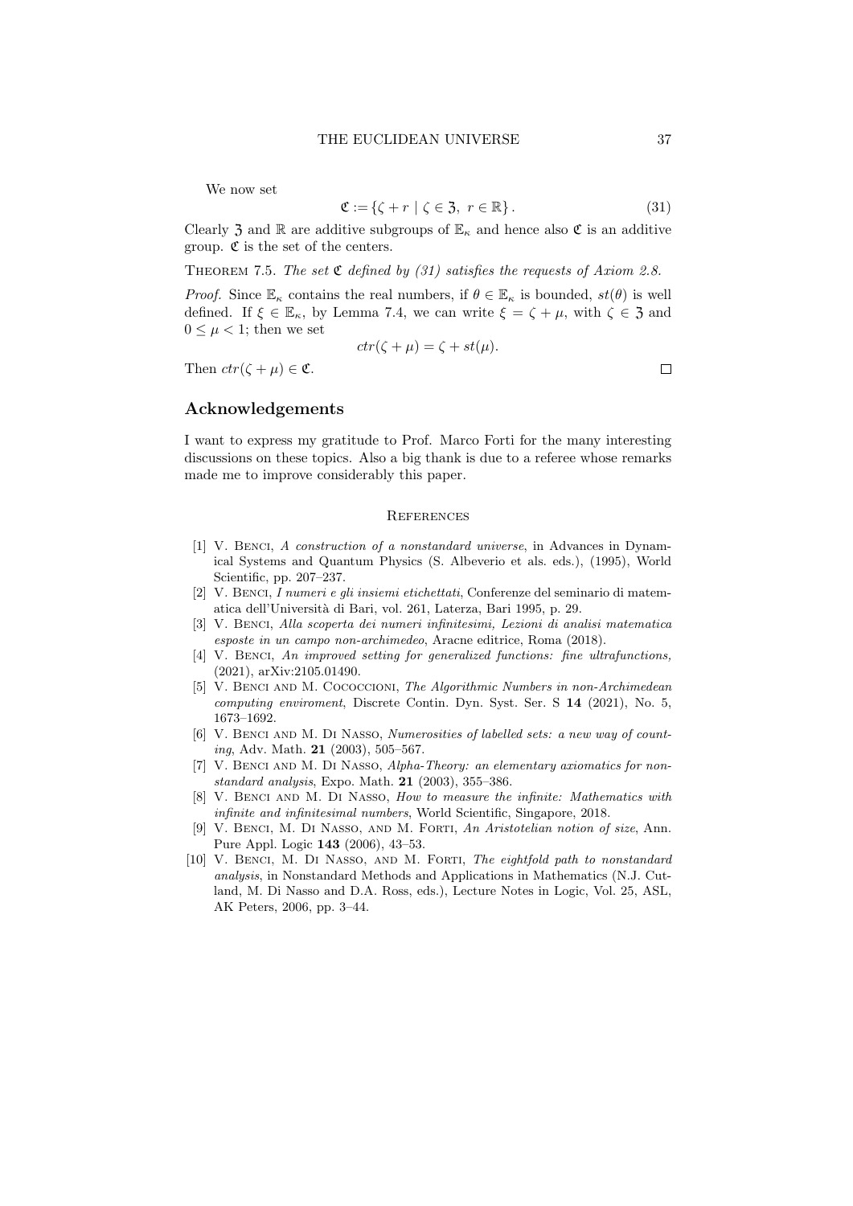We now set

$$\mathfrak{C} := \{\zeta + r \mid \zeta \in \mathfrak{Z},\ r \in \mathbb{R}\}. \tag{31}$$

Clearly $\mathfrak{Z}$ and $\mathbb{R}$ are additive subgroups of $\mathbb{E}_\kappa$ and hence also $\mathfrak{C}$ is an additive group. $\mathfrak{C}$ is the set of the centers.

THEOREM 7.5. *The set $\mathfrak{C}$ defined by (31) satisfies the requests of Axiom 2.8.*

*Proof.* Since $\mathbb{E}_\kappa$ contains the real numbers, if $\theta \in \mathbb{E}_\kappa$ is bounded, $st(\theta)$ is well defined. If $\xi \in \mathbb{E}_\kappa$, by Lemma 7.4, we can write $\xi = \zeta + \mu$, with $\zeta \in \mathfrak{Z}$ and $0 \leq \mu < 1$; then we set

$$ctr(\zeta + \mu) = \zeta + st(\mu).$$

Then $ctr(\zeta + \mu) \in \mathfrak{C}$. ☐

## Acknowledgements

I want to express my gratitude to Prof. Marco Forti for the many interesting discussions on these topics. Also a big thank is due to a referee whose remarks made me to improve considerably this paper.

## References

[1] V. Benci, *A construction of a nonstandard universe*, in Advances in Dynamical Systems and Quantum Physics (S. Albeverio et als. eds.), (1995), World Scientific, pp. 207–237.

[2] V. Benci, *I numeri e gli insiemi etichettati*, Conferenze del seminario di matematica dell'Università di Bari, vol. 261, Laterza, Bari 1995, p. 29.

[3] V. Benci, *Alla scoperta dei numeri infinitesimi, Lezioni di analisi matematica esposte in un campo non-archimedeo*, Aracne editrice, Roma (2018).

[4] V. Benci, *An improved setting for generalized functions: fine ultrafunctions,* (2021), arXiv:2105.01490.

[5] V. Benci and M. Cococcioni, *The Algorithmic Numbers in non-Archimedean computing enviroment*, Discrete Contin. Dyn. Syst. Ser. S **14** (2021), No. 5, 1673–1692.

[6] V. Benci and M. Di Nasso, *Numerosities of labelled sets: a new way of counting*, Adv. Math. **21** (2003), 505–567.

[7] V. Benci and M. Di Nasso, *Alpha-Theory: an elementary axiomatics for nonstandard analysis*, Expo. Math. **21** (2003), 355–386.

[8] V. Benci and M. Di Nasso, *How to measure the infinite: Mathematics with infinite and infinitesimal numbers*, World Scientific, Singapore, 2018.

[9] V. Benci, M. Di Nasso, and M. Forti, *An Aristotelian notion of size*, Ann. Pure Appl. Logic **143** (2006), 43–53.

[10] V. Benci, M. Di Nasso, and M. Forti, *The eightfold path to nonstandard analysis*, in Nonstandard Methods and Applications in Mathematics (N.J. Cutland, M. Di Nasso and D.A. Ross, eds.), Lecture Notes in Logic, Vol. 25, ASL, AK Peters, 2006, pp. 3–44.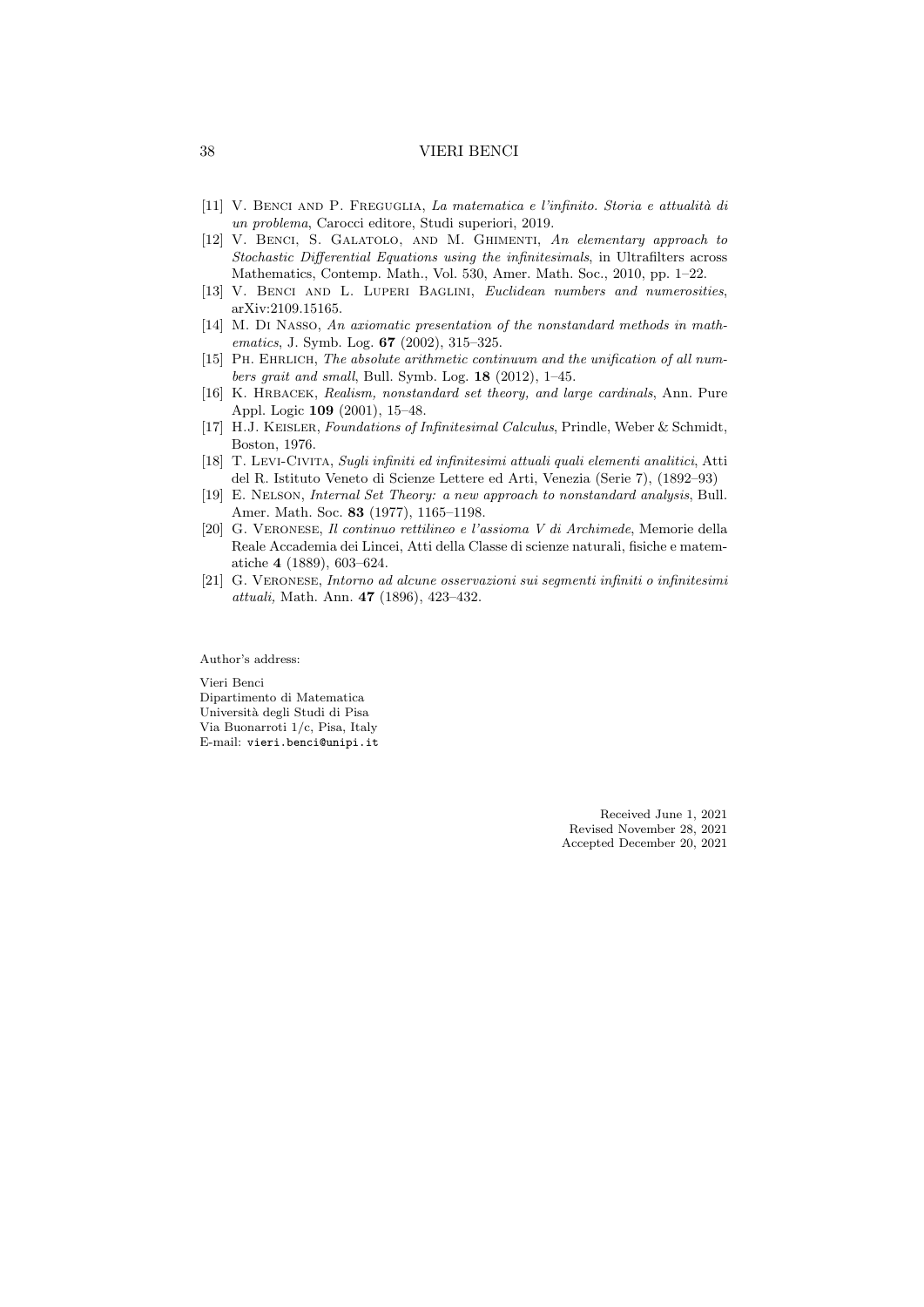[11] V. Benci and P. Freguglia, *La matematica e l'infinito. Storia e attualità di un problema*, Carocci editore, Studi superiori, 2019.

[12] V. Benci, S. Galatolo, and M. Ghimenti, *An elementary approach to Stochastic Differential Equations using the infinitesimals*, in Ultrafilters across Mathematics, Contemp. Math., Vol. 530, Amer. Math. Soc., 2010, pp. 1–22.

[13] V. Benci and L. Luperi Baglini, *Euclidean numbers and numerosities*, arXiv:2109.15165.

[14] M. Di Nasso, *An axiomatic presentation of the nonstandard methods in mathematics*, J. Symb. Log. **67** (2002), 315–325.

[15] Ph. Ehrlich, *The absolute arithmetic continuum and the unification of all numbers grait and small*, Bull. Symb. Log. **18** (2012), 1–45.

[16] K. Hrbacek, *Realism, nonstandard set theory, and large cardinals*, Ann. Pure Appl. Logic **109** (2001), 15–48.

[17] H.J. Keisler, *Foundations of Infinitesimal Calculus*, Prindle, Weber & Schmidt, Boston, 1976.

[18] T. Levi-Civita, *Sugli infiniti ed infinitesimi attuali quali elementi analitici*, Atti del R. Istituto Veneto di Scienze Lettere ed Arti, Venezia (Serie 7), (1892–93)

[19] E. Nelson, *Internal Set Theory: a new approach to nonstandard analysis*, Bull. Amer. Math. Soc. **83** (1977), 1165–1198.

[20] G. Veronese, *Il continuo rettilineo e l'assioma V di Archimede*, Memorie della Reale Accademia dei Lincei, Atti della Classe di scienze naturali, fisiche e matematiche **4** (1889), 603–624.

[21] G. Veronese, *Intorno ad alcune osservazioni sui segmenti infiniti o infinitesimi attuali,* Math. Ann. **47** (1896), 423–432.

Author's address:

Vieri Benci
Dipartimento di Matematica
Università degli Studi di Pisa
Via Buonarroti 1/c, Pisa, Italy
E-mail: vieri.benci@unipi.it

Received June 1, 2021
Revised November 28, 2021
Accepted December 20, 2021